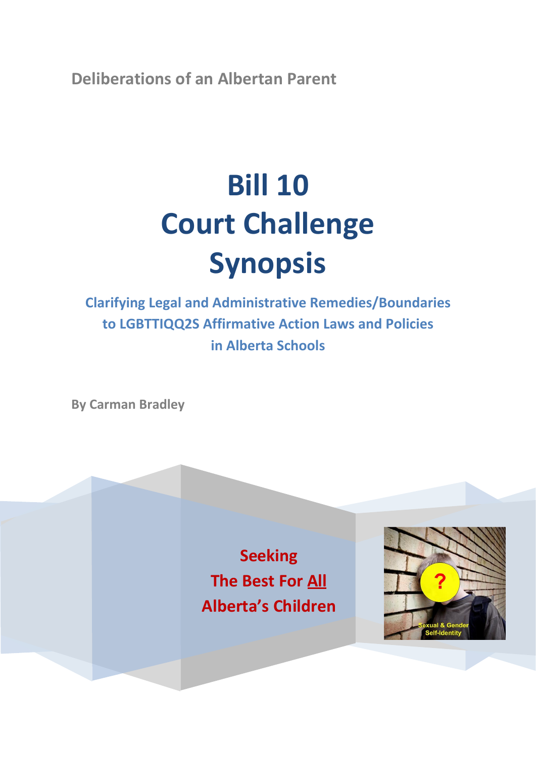Deliberations of an Albertan Parent

# Bill 10 Court Challenge Synopsis

## Clarifying Legal and Administrative Remedies/Boundaries to LGBTTIQQ2S Affirmative Action Laws and Policies in Alberta Schools

**By Carman Bradley**

**Seeking The Best For <u>All</u> Alberta's Children**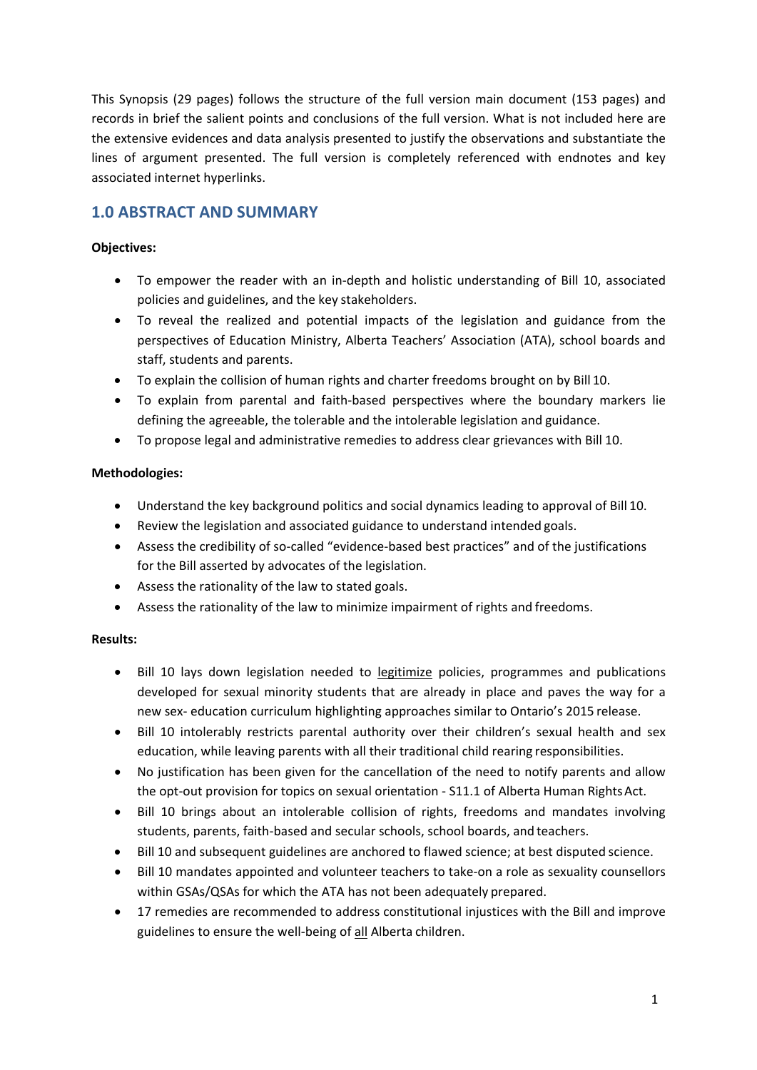This Synopsis (29 pages) follows the structure of the full version main document (153 pages) and records in brief the salient points and conclusions of the full version. What is not included here are the extensive evidences and data analysis presented to justify the observations and substantiate the lines of argument presented. The full version is completely referenced with endnotes and key associated internet hyperlinks.

## 1.0 ABSTRACT AND SUMMARY

**Objectives:**

- To empower the reader with an in-depth and holistic understanding of Bill 10, associated policies and guidelines, and the key stakeholders.
- To reveal the realized and potential impacts of the legislation and guidance from the perspectives of Education Ministry, Alberta Teachers' Association (ATA), school boards and staff, students and parents.
- To explain the collision of human rights and charter freedoms brought on by Bill 10.
- To explain from parental and faith-based perspectives where the boundary markers lie defining the agreeable, the tolerable and the intolerable legislation and guidance.
- To propose legal and administrative remedies to address clear grievances with Bill 10.

**Methodologies:**

- Understand the key background politics and social dynamics leading to approval of Bill 10.
- Review the legislation and associated guidance to understand intended goals.
- Assess the credibility of so-called "evidence-based best practices" and of the justifications for the Bill asserted by advocates of the legislation.
- Assess the rationality of the law to stated goals.
- Assess the rationality of the law to minimize impairment of rights and freedoms.

**Results:**

- Bill 10 lays down legislation needed to <u>legitimize</u> policies, programmes and publications developed for sexual minority students that are already in place and paves the way for a new sex- education curriculum highlighting approaches similar to Ontario's 2015 release.
- Bill 10 intolerably restricts parental authority over their children's sexual health and sex education, while leaving parents with all their traditional child rearing responsibilities.
- No justification has been given for the cancellation of the need to notify parents and allow the opt-out provision for topics on sexual orientation - S11.1 of Alberta Human Rights Act.
- Bill 10 brings about an intolerable collision of rights, freedoms and mandates involving students, parents, faith-based and secular schools, school boards, and teachers.
- Bill 10 and subsequent guidelines are anchored to flawed science; at best disputed science.
- Bill 10 mandates appointed and volunteer teachers to take-on a role as sexuality counsellors within GSAs/QSAs for which the ATA has not been adequately prepared.
- 17 remedies are recommended to address constitutional injustices with the Bill and improve guidelines to ensure the well-being of <u>all</u> Alberta children.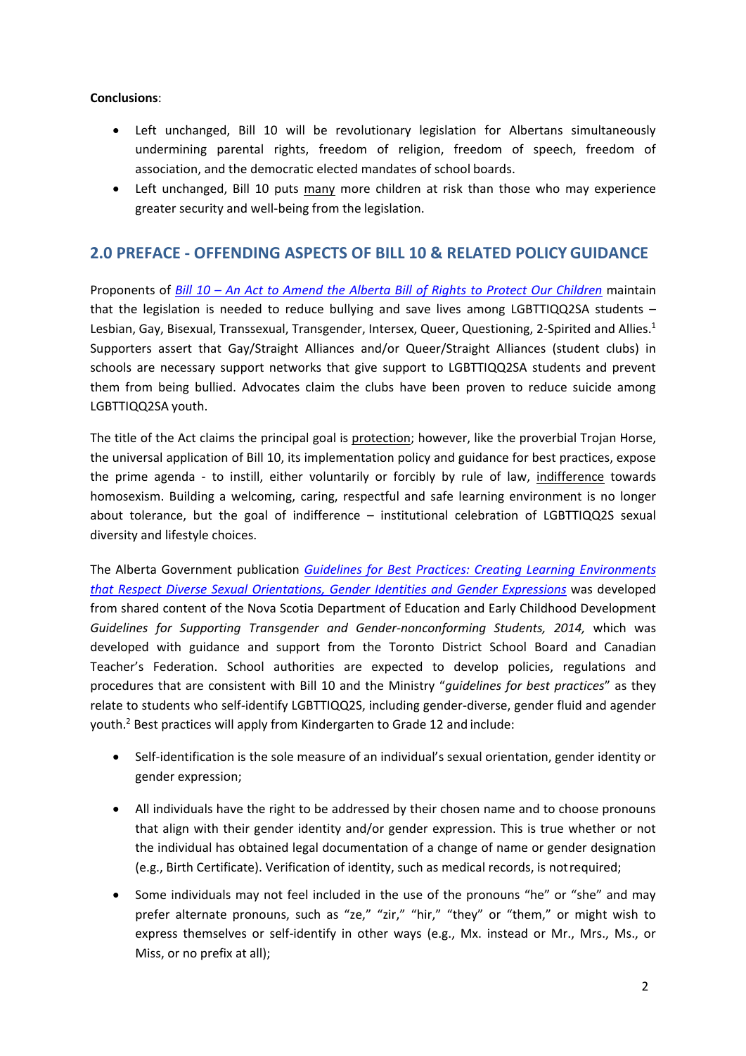**Conclusions**:

- Left unchanged, Bill 10 will be revolutionary legislation for Albertans simultaneously undermining parental rights, freedom of religion, freedom of speech, freedom of association, and the democratic elected mandates of school boards.
- Left unchanged, Bill 10 puts <u>many</u> more children at risk than those who may experience greater security and well-being from the legislation.

## 2.0 PREFACE - OFFENDING ASPECTS OF BILL 10 & RELATED POLICY GUIDANCE

Proponents of *Bill 10 – An Act to Amend the Alberta Bill of Rights to Protect Our Children* maintain that the legislation is needed to reduce bullying and save lives among LGBTTIQQ2SA students – Lesbian, Gay, Bisexual, Transsexual, Transgender, Intersex, Queer, Questioning, 2-Spirited and Allies.[1] Supporters assert that Gay/Straight Alliances and/or Queer/Straight Alliances (student clubs) in schools are necessary support networks that give support to LGBTTIQQ2SA students and prevent them from being bullied. Advocates claim the clubs have been proven to reduce suicide among LGBTTIQQ2SA youth.

The title of the Act claims the principal goal is <u>protection</u>; however, like the proverbial Trojan Horse, the universal application of Bill 10, its implementation policy and guidance for best practices, expose the prime agenda - to instill, either voluntarily or forcibly by rule of law, <u>indifference</u> towards homosexism. Building a welcoming, caring, respectful and safe learning environment is no longer about tolerance, but the goal of indifference – institutional celebration of LGBTTIQQ2S sexual diversity and lifestyle choices.

The Alberta Government publication *Guidelines for Best Practices: Creating Learning Environments that Respect Diverse Sexual Orientations, Gender Identities and Gender Expressions* was developed from shared content of the Nova Scotia Department of Education and Early Childhood Development *Guidelines for Supporting Transgender and Gender-nonconforming Students, 2014,* which was developed with guidance and support from the Toronto District School Board and Canadian Teacher's Federation. School authorities are expected to develop policies, regulations and procedures that are consistent with Bill 10 and the Ministry "*guidelines for best practices*" as they relate to students who self-identify LGBTTIQQ2S, including gender-diverse, gender fluid and agender youth.[2] Best practices will apply from Kindergarten to Grade 12 and include:

- Self-identification is the sole measure of an individual's sexual orientation, gender identity or gender expression;

- All individuals have the right to be addressed by their chosen name and to choose pronouns that align with their gender identity and/or gender expression. This is true whether or not the individual has obtained legal documentation of a change of name or gender designation (e.g., Birth Certificate). Verification of identity, such as medical records, is not required;

- Some individuals may not feel included in the use of the pronouns "he" or "she" and may prefer alternate pronouns, such as "ze," "zir," "hir," "they" or "them," or might wish to express themselves or self-identify in other ways (e.g., Mx. instead or Mr., Mrs., Ms., or Miss, or no prefix at all);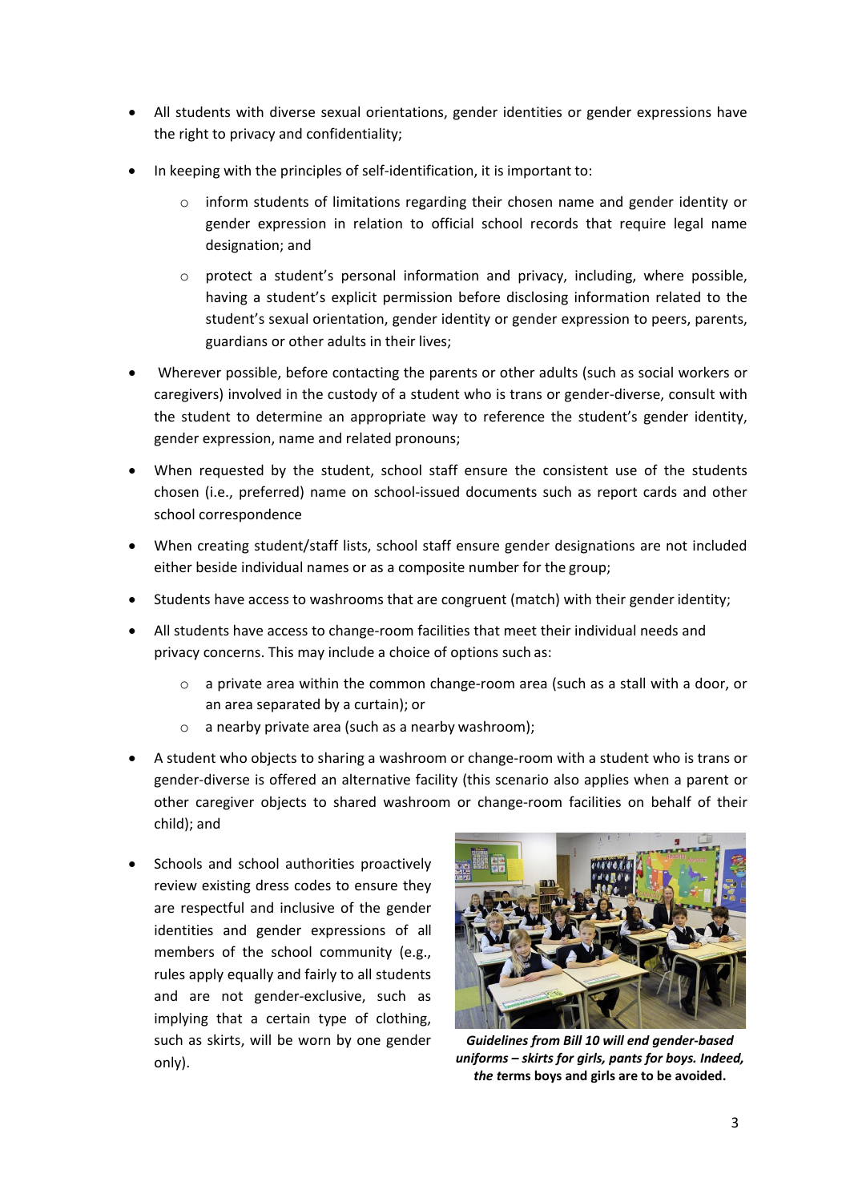- All students with diverse sexual orientations, gender identities or gender expressions have the right to privacy and confidentiality;
- In keeping with the principles of self-identification, it is important to:
  - inform students of limitations regarding their chosen name and gender identity or gender expression in relation to official school records that require legal name designation; and
  - protect a student's personal information and privacy, including, where possible, having a student's explicit permission before disclosing information related to the student's sexual orientation, gender identity or gender expression to peers, parents, guardians or other adults in their lives;
- Wherever possible, before contacting the parents or other adults (such as social workers or caregivers) involved in the custody of a student who is trans or gender-diverse, consult with the student to determine an appropriate way to reference the student's gender identity, gender expression, name and related pronouns;
- When requested by the student, school staff ensure the consistent use of the students chosen (i.e., preferred) name on school-issued documents such as report cards and other school correspondence
- When creating student/staff lists, school staff ensure gender designations are not included either beside individual names or as a composite number for the group;
- Students have access to washrooms that are congruent (match) with their gender identity;
- All students have access to change-room facilities that meet their individual needs and privacy concerns. This may include a choice of options such as:
  - a private area within the common change-room area (such as a stall with a door, or an area separated by a curtain); or
  - a nearby private area (such as a nearby washroom);
- A student who objects to sharing a washroom or change-room with a student who is trans or gender-diverse is offered an alternative facility (this scenario also applies when a parent or other caregiver objects to shared washroom or change-room facilities on behalf of their child); and
- Schools and school authorities proactively review existing dress codes to ensure they are respectful and inclusive of the gender identities and gender expressions of all members of the school community (e.g., rules apply equally and fairly to all students and are not gender-exclusive, such as implying that a certain type of clothing, such as skirts, will be worn by one gender only).

***Guidelines from Bill 10 will end gender-based uniforms – skirts for girls, pants for boys. Indeed, the terms boys and girls are to be avoided.***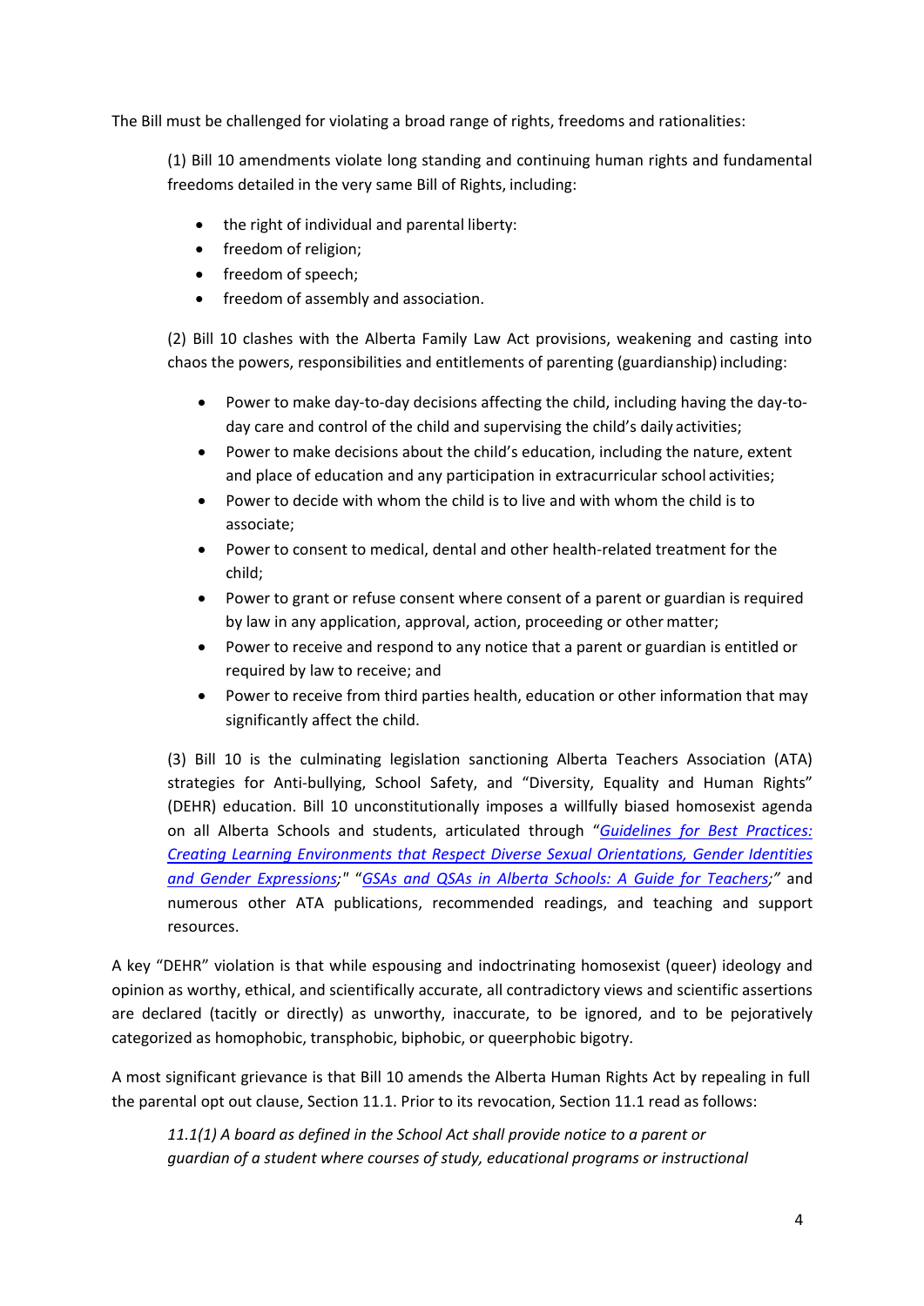The Bill must be challenged for violating a broad range of rights, freedoms and rationalities:

> (1) Bill 10 amendments violate long standing and continuing human rights and fundamental freedoms detailed in the very same Bill of Rights, including:
>
> - the right of individual and parental liberty:
> - freedom of religion;
> - freedom of speech;
> - freedom of assembly and association.
>
> (2) Bill 10 clashes with the Alberta Family Law Act provisions, weakening and casting into chaos the powers, responsibilities and entitlements of parenting (guardianship) including:
>
> - Power to make day-to-day decisions affecting the child, including having the day-to-day care and control of the child and supervising the child's daily activities;
> - Power to make decisions about the child's education, including the nature, extent and place of education and any participation in extracurricular school activities;
> - Power to decide with whom the child is to live and with whom the child is to associate;
> - Power to consent to medical, dental and other health-related treatment for the child;
> - Power to grant or refuse consent where consent of a parent or guardian is required by law in any application, approval, action, proceeding or other matter;
> - Power to receive and respond to any notice that a parent or guardian is entitled or required by law to receive; and
> - Power to receive from third parties health, education or other information that may significantly affect the child.
>
> (3) Bill 10 is the culminating legislation sanctioning Alberta Teachers Association (ATA) strategies for Anti-bullying, School Safety, and "Diversity, Equality and Human Rights" (DEHR) education. Bill 10 unconstitutionally imposes a willfully biased homosexist agenda on all Alberta Schools and students, articulated through "*Guidelines for Best Practices: Creating Learning Environments that Respect Diverse Sexual Orientations, Gender Identities and Gender Expressions*;" "*GSAs and QSAs in Alberta Schools: A Guide for Teachers*;" and numerous other ATA publications, recommended readings, and teaching and support resources.

A key "DEHR" violation is that while espousing and indoctrinating homosexist (queer) ideology and opinion as worthy, ethical, and scientifically accurate, all contradictory views and scientific assertions are declared (tacitly or directly) as unworthy, inaccurate, to be ignored, and to be pejoratively categorized as homophobic, transphobic, biphobic, or queerphobic bigotry.

A most significant grievance is that Bill 10 amends the Alberta Human Rights Act by repealing in full the parental opt out clause, Section 11.1. Prior to its revocation, Section 11.1 read as follows:

> *11.1(1) A board as defined in the School Act shall provide notice to a parent or guardian of a student where courses of study, educational programs or instructional*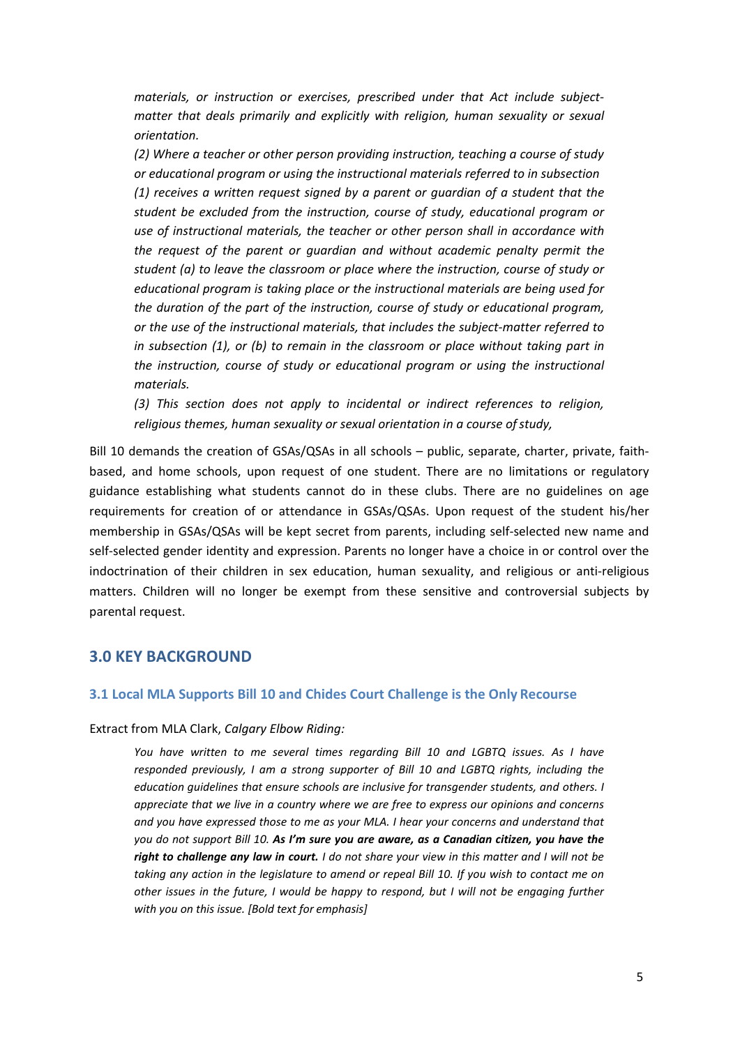> *materials, or instruction or exercises, prescribed under that Act include subject-matter that deals primarily and explicitly with religion, human sexuality or sexual orientation.*
>
> *(2) Where a teacher or other person providing instruction, teaching a course of study or educational program or using the instructional materials referred to in subsection (1) receives a written request signed by a parent or guardian of a student that the student be excluded from the instruction, course of study, educational program or use of instructional materials, the teacher or other person shall in accordance with the request of the parent or guardian and without academic penalty permit the student (a) to leave the classroom or place where the instruction, course of study or educational program is taking place or the instructional materials are being used for the duration of the part of the instruction, course of study or educational program, or the use of the instructional materials, that includes the subject-matter referred to in subsection (1), or (b) to remain in the classroom or place without taking part in the instruction, course of study or educational program or using the instructional materials.*
>
> *(3) This section does not apply to incidental or indirect references to religion, religious themes, human sexuality or sexual orientation in a course of study,*

Bill 10 demands the creation of GSAs/QSAs in all schools – public, separate, charter, private, faith-based, and home schools, upon request of one student. There are no limitations or regulatory guidance establishing what students cannot do in these clubs. There are no guidelines on age requirements for creation of or attendance in GSAs/QSAs. Upon request of the student his/her membership in GSAs/QSAs will be kept secret from parents, including self-selected new name and self-selected gender identity and expression. Parents no longer have a choice in or control over the indoctrination of their children in sex education, human sexuality, and religious or anti-religious matters. Children will no longer be exempt from these sensitive and controversial subjects by parental request.

## 3.0 KEY BACKGROUND

### 3.1 Local MLA Supports Bill 10 and Chides Court Challenge is the Only Recourse

Extract from MLA Clark, *Calgary Elbow Riding:*

> *You have written to me several times regarding Bill 10 and LGBTQ issues. As I have responded previously, I am a strong supporter of Bill 10 and LGBTQ rights, including the education guidelines that ensure schools are inclusive for transgender students, and others. I appreciate that we live in a country where we are free to express our opinions and concerns and you have expressed those to me as your MLA. I hear your concerns and understand that you do not support Bill 10.* ***As I'm sure you are aware, as a Canadian citizen, you have the right to challenge any law in court.*** *I do not share your view in this matter and I will not be taking any action in the legislature to amend or repeal Bill 10. If you wish to contact me on other issues in the future, I would be happy to respond, but I will not be engaging further with you on this issue. [Bold text for emphasis]*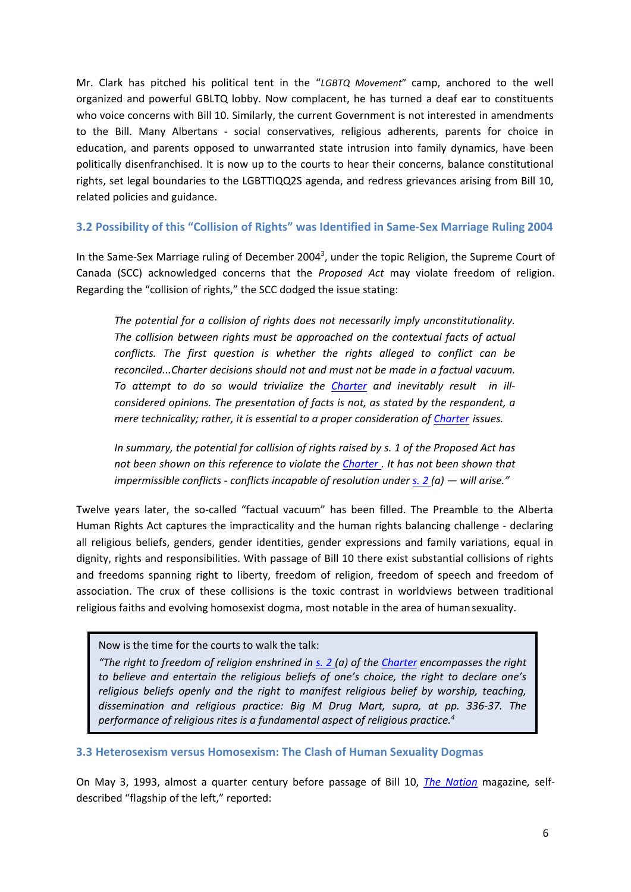Mr. Clark has pitched his political tent in the "*LGBTQ Movement*" camp, anchored to the well organized and powerful GBLTQ lobby. Now complacent, he has turned a deaf ear to constituents who voice concerns with Bill 10. Similarly, the current Government is not interested in amendments to the Bill. Many Albertans - social conservatives, religious adherents, parents for choice in education, and parents opposed to unwarranted state intrusion into family dynamics, have been politically disenfranchised. It is now up to the courts to hear their concerns, balance constitutional rights, set legal boundaries to the LGBTTIQQ2S agenda, and redress grievances arising from Bill 10, related policies and guidance.

### 3.2 Possibility of this "Collision of Rights" was Identified in Same-Sex Marriage Ruling 2004

In the Same-Sex Marriage ruling of December 2004[3], under the topic Religion, the Supreme Court of Canada (SCC) acknowledged concerns that the *Proposed Act* may violate freedom of religion. Regarding the "collision of rights," the SCC dodged the issue stating:

> *The potential for a collision of rights does not necessarily imply unconstitutionality. The collision between rights must be approached on the contextual facts of actual conflicts. The first question is whether the rights alleged to conflict can be reconciled...Charter decisions should not and must not be made in a factual vacuum. To attempt to do so would trivialize the Charter and inevitably result in ill-considered opinions. The presentation of facts is not, as stated by the respondent, a mere technicality; rather, it is essential to a proper consideration of Charter issues.*
>
> *In summary, the potential for collision of rights raised by s. 1 of the Proposed Act has not been shown on this reference to violate the Charter . It has not been shown that impermissible conflicts - conflicts incapable of resolution under s. 2 (a) — will arise."*

Twelve years later, the so-called "factual vacuum" has been filled. The Preamble to the Alberta Human Rights Act captures the impracticality and the human rights balancing challenge - declaring all religious beliefs, genders, gender identities, gender expressions and family variations, equal in dignity, rights and responsibilities. With passage of Bill 10 there exist substantial collisions of rights and freedoms spanning right to liberty, freedom of religion, freedom of speech and freedom of association. The crux of these collisions is the toxic contrast in worldviews between traditional religious faiths and evolving homosexist dogma, most notable in the area of human sexuality.

> Now is the time for the courts to walk the talk:
> *"The right to freedom of religion enshrined in s. 2 (a) of the Charter encompasses the right to believe and entertain the religious beliefs of one's choice, the right to declare one's religious beliefs openly and the right to manifest religious belief by worship, teaching, dissemination and religious practice: Big M Drug Mart, supra, at pp. 336-37. The performance of religious rites is a fundamental aspect of religious practice.*[4]

### 3.3 Heterosexism versus Homosexism: The Clash of Human Sexuality Dogmas

On May 3, 1993, almost a quarter century before passage of Bill 10, *The Nation* magazine*,* self-described "flagship of the left," reported: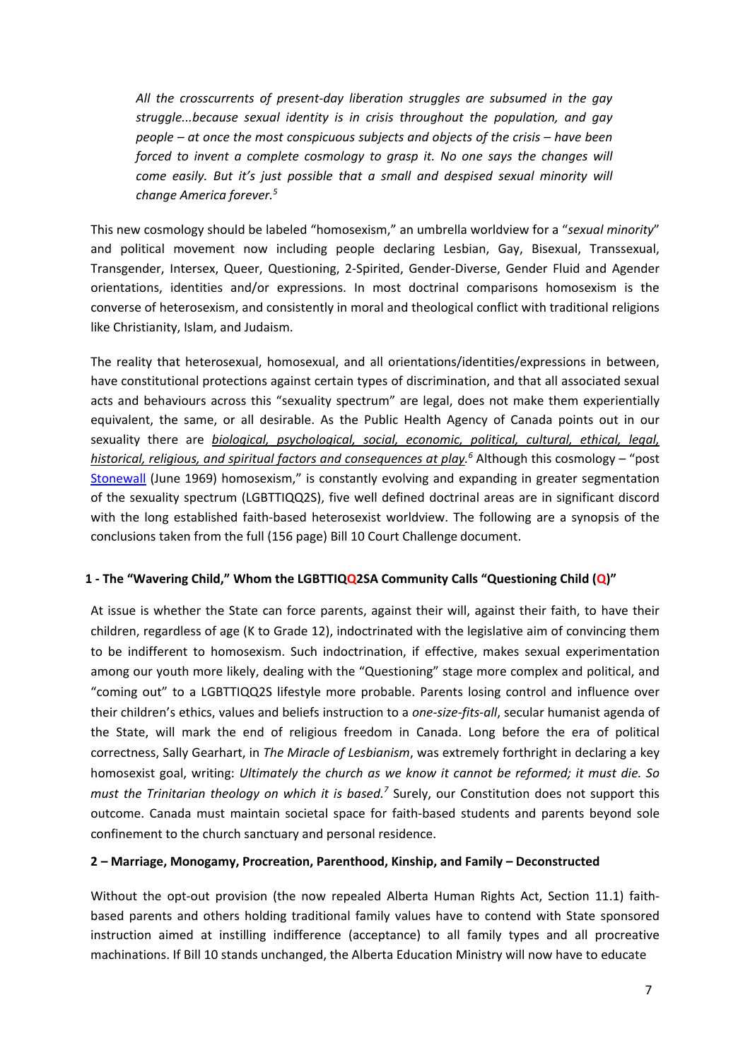*All the crosscurrents of present-day liberation struggles are subsumed in the gay struggle...because sexual identity is in crisis throughout the population, and gay people – at once the most conspicuous subjects and objects of the crisis – have been forced to invent a complete cosmology to grasp it. No one says the changes will come easily. But it's just possible that a small and despised sexual minority will change America forever.*[5]

This new cosmology should be labeled "homosexism," an umbrella worldview for a "*sexual minority*" and political movement now including people declaring Lesbian, Gay, Bisexual, Transsexual, Transgender, Intersex, Queer, Questioning, 2-Spirited, Gender-Diverse, Gender Fluid and Agender orientations, identities and/or expressions. In most doctrinal comparisons homosexism is the converse of heterosexism, and consistently in moral and theological conflict with traditional religions like Christianity, Islam, and Judaism.

The reality that heterosexual, homosexual, and all orientations/identities/expressions in between, have constitutional protections against certain types of discrimination, and that all associated sexual acts and behaviours across this "sexuality spectrum" are legal, does not make them experientially equivalent, the same, or all desirable. As the Public Health Agency of Canada points out in our sexuality there are *biological, psychological, social, economic, political, cultural, ethical, legal, historical, religious, and spiritual factors and consequences at play.*[6] Although this cosmology – "post Stonewall (June 1969) homosexism," is constantly evolving and expanding in greater segmentation of the sexuality spectrum (LGBTTIQQ2S), five well defined doctrinal areas are in significant discord with the long established faith-based heterosexist worldview. The following are a synopsis of the conclusions taken from the full (156 page) Bill 10 Court Challenge document.

### 1 - The "Wavering Child," Whom the LGBTTIQQ2SA Community Calls "Questioning Child (Q)"

At issue is whether the State can force parents, against their will, against their faith, to have their children, regardless of age (K to Grade 12), indoctrinated with the legislative aim of convincing them to be indifferent to homosexism. Such indoctrination, if effective, makes sexual experimentation among our youth more likely, dealing with the "Questioning" stage more complex and political, and "coming out" to a LGBTTIQQ2S lifestyle more probable. Parents losing control and influence over their children's ethics, values and beliefs instruction to a *one-size-fits-all*, secular humanist agenda of the State, will mark the end of religious freedom in Canada. Long before the era of political correctness, Sally Gearhart, in *The Miracle of Lesbianism*, was extremely forthright in declaring a key homosexist goal, writing: *Ultimately the church as we know it cannot be reformed; it must die. So must the Trinitarian theology on which it is based.*[7] Surely, our Constitution does not support this outcome. Canada must maintain societal space for faith-based students and parents beyond sole confinement to the church sanctuary and personal residence.

### 2 – Marriage, Monogamy, Procreation, Parenthood, Kinship, and Family – Deconstructed

Without the opt-out provision (the now repealed Alberta Human Rights Act, Section 11.1) faith-based parents and others holding traditional family values have to contend with State sponsored instruction aimed at instilling indifference (acceptance) to all family types and all procreative machinations. If Bill 10 stands unchanged, the Alberta Education Ministry will now have to educate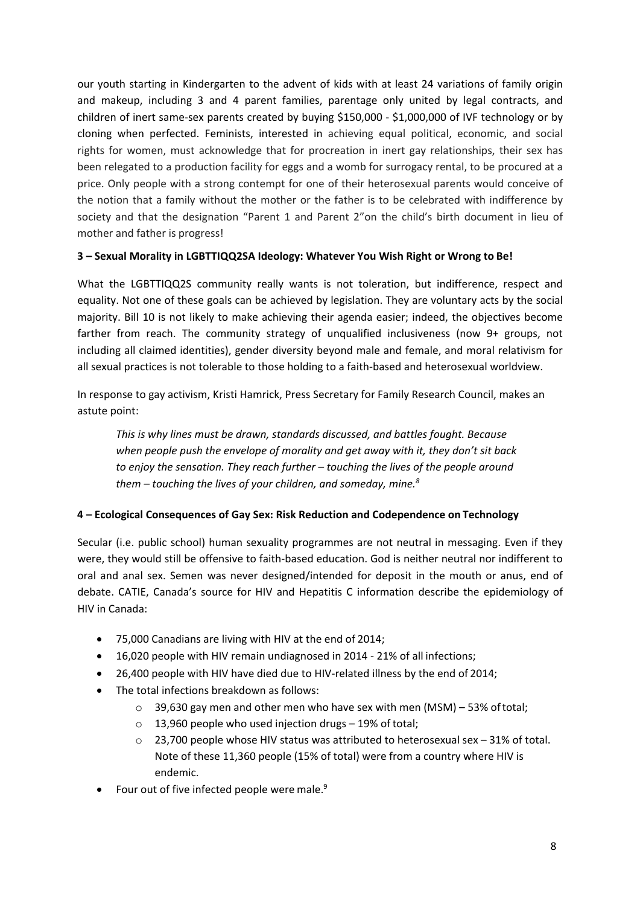our youth starting in Kindergarten to the advent of kids with at least 24 variations of family origin and makeup, including 3 and 4 parent families, parentage only united by legal contracts, and children of inert same-sex parents created by buying \$150,000 - \$1,000,000 of IVF technology or by cloning when perfected. Feminists, interested in achieving equal political, economic, and social rights for women, must acknowledge that for procreation in inert gay relationships, their sex has been relegated to a production facility for eggs and a womb for surrogacy rental, to be procured at a price. Only people with a strong contempt for one of their heterosexual parents would conceive of the notion that a family without the mother or the father is to be celebrated with indifference by society and that the designation "Parent 1 and Parent 2"on the child's birth document in lieu of mother and father is progress!

### 3 – Sexual Morality in LGBTTIQQ2SA Ideology: Whatever You Wish Right or Wrong to Be!

What the LGBTTIQQ2S community really wants is not toleration, but indifference, respect and equality. Not one of these goals can be achieved by legislation. They are voluntary acts by the social majority. Bill 10 is not likely to make achieving their agenda easier; indeed, the objectives become farther from reach. The community strategy of unqualified inclusiveness (now 9+ groups, not including all claimed identities), gender diversity beyond male and female, and moral relativism for all sexual practices is not tolerable to those holding to a faith-based and heterosexual worldview.

In response to gay activism, Kristi Hamrick, Press Secretary for Family Research Council, makes an astute point:

> *This is why lines must be drawn, standards discussed, and battles fought. Because when people push the envelope of morality and get away with it, they don't sit back to enjoy the sensation. They reach further – touching the lives of the people around them – touching the lives of your children, and someday, mine.*[8]

### 4 – Ecological Consequences of Gay Sex: Risk Reduction and Codependence on Technology

Secular (i.e. public school) human sexuality programmes are not neutral in messaging. Even if they were, they would still be offensive to faith-based education. God is neither neutral nor indifferent to oral and anal sex. Semen was never designed/intended for deposit in the mouth or anus, end of debate. CATIE, Canada's source for HIV and Hepatitis C information describe the epidemiology of HIV in Canada:

- 75,000 Canadians are living with HIV at the end of 2014;
- 16,020 people with HIV remain undiagnosed in 2014 - 21% of all infections;
- 26,400 people with HIV have died due to HIV-related illness by the end of 2014;
- The total infections breakdown as follows:
  - 39,630 gay men and other men who have sex with men (MSM) – 53% of total;
  - 13,960 people who used injection drugs – 19% of total;
  - 23,700 people whose HIV status was attributed to heterosexual sex – 31% of total. Note of these 11,360 people (15% of total) were from a country where HIV is endemic.
- Four out of five infected people were male.[9]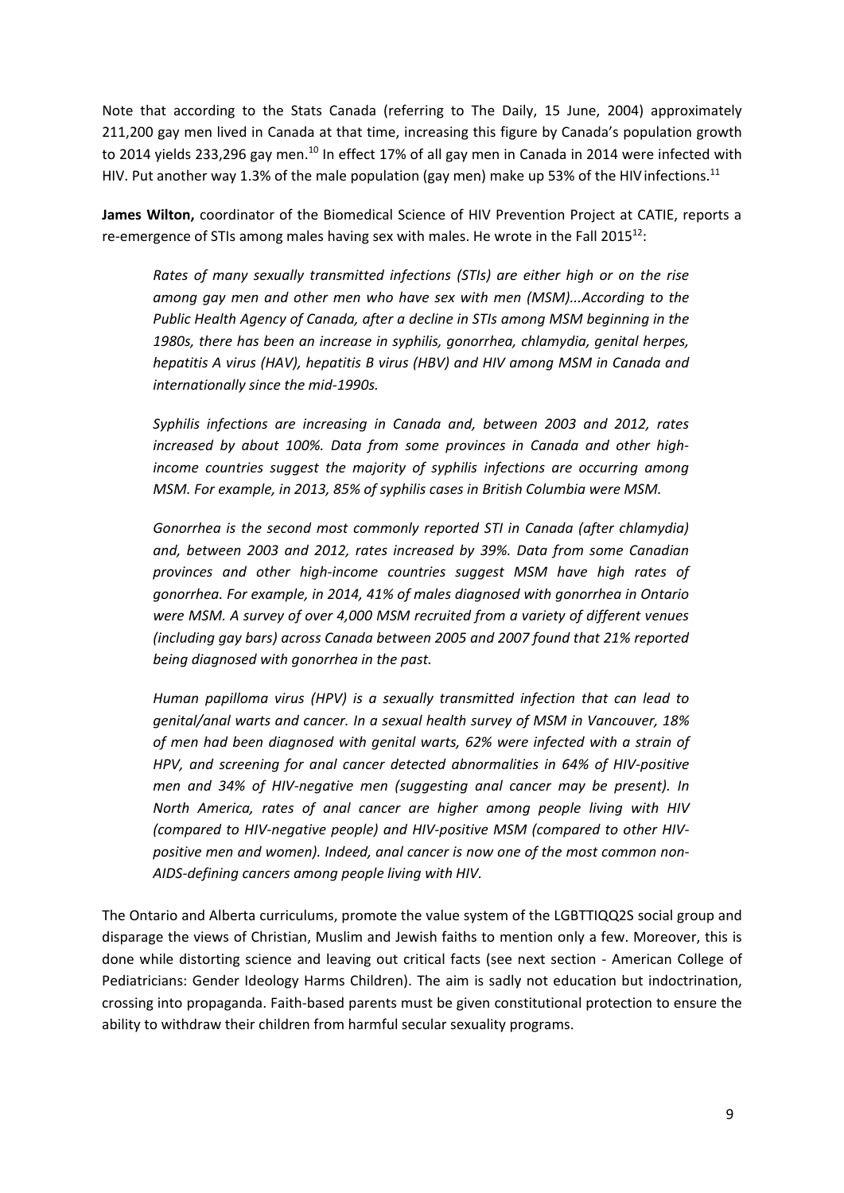Note that according to the Stats Canada (referring to The Daily, 15 June, 2004) approximately 211,200 gay men lived in Canada at that time, increasing this figure by Canada's population growth to 2014 yields 233,296 gay men.[10] In effect 17% of all gay men in Canada in 2014 were infected with HIV. Put another way 1.3% of the male population (gay men) make up 53% of the HIV infections.[11]

**James Wilton,** coordinator of the Biomedical Science of HIV Prevention Project at CATIE, reports a re-emergence of STIs among males having sex with males. He wrote in the Fall 2015[12]:

> *Rates of many sexually transmitted infections (STIs) are either high or on the rise among gay men and other men who have sex with men (MSM)...According to the Public Health Agency of Canada, after a decline in STIs among MSM beginning in the 1980s, there has been an increase in syphilis, gonorrhea, chlamydia, genital herpes, hepatitis A virus (HAV), hepatitis B virus (HBV) and HIV among MSM in Canada and internationally since the mid-1990s.*
>
> *Syphilis infections are increasing in Canada and, between 2003 and 2012, rates increased by about 100%. Data from some provinces in Canada and other high-income countries suggest the majority of syphilis infections are occurring among MSM. For example, in 2013, 85% of syphilis cases in British Columbia were MSM.*
>
> *Gonorrhea is the second most commonly reported STI in Canada (after chlamydia) and, between 2003 and 2012, rates increased by 39%. Data from some Canadian provinces and other high-income countries suggest MSM have high rates of gonorrhea. For example, in 2014, 41% of males diagnosed with gonorrhea in Ontario were MSM. A survey of over 4,000 MSM recruited from a variety of different venues (including gay bars) across Canada between 2005 and 2007 found that 21% reported being diagnosed with gonorrhea in the past.*
>
> *Human papilloma virus (HPV) is a sexually transmitted infection that can lead to genital/anal warts and cancer. In a sexual health survey of MSM in Vancouver, 18% of men had been diagnosed with genital warts, 62% were infected with a strain of HPV, and screening for anal cancer detected abnormalities in 64% of HIV-positive men and 34% of HIV-negative men (suggesting anal cancer may be present). In North America, rates of anal cancer are higher among people living with HIV (compared to HIV-negative people) and HIV-positive MSM (compared to other HIV-positive men and women). Indeed, anal cancer is now one of the most common non-AIDS-defining cancers among people living with HIV.*

The Ontario and Alberta curriculums, promote the value system of the LGBTTIQQ2S social group and disparage the views of Christian, Muslim and Jewish faiths to mention only a few. Moreover, this is done while distorting science and leaving out critical facts (see next section - American College of Pediatricians: Gender Ideology Harms Children). The aim is sadly not education but indoctrination, crossing into propaganda. Faith-based parents must be given constitutional protection to ensure the ability to withdraw their children from harmful secular sexuality programs.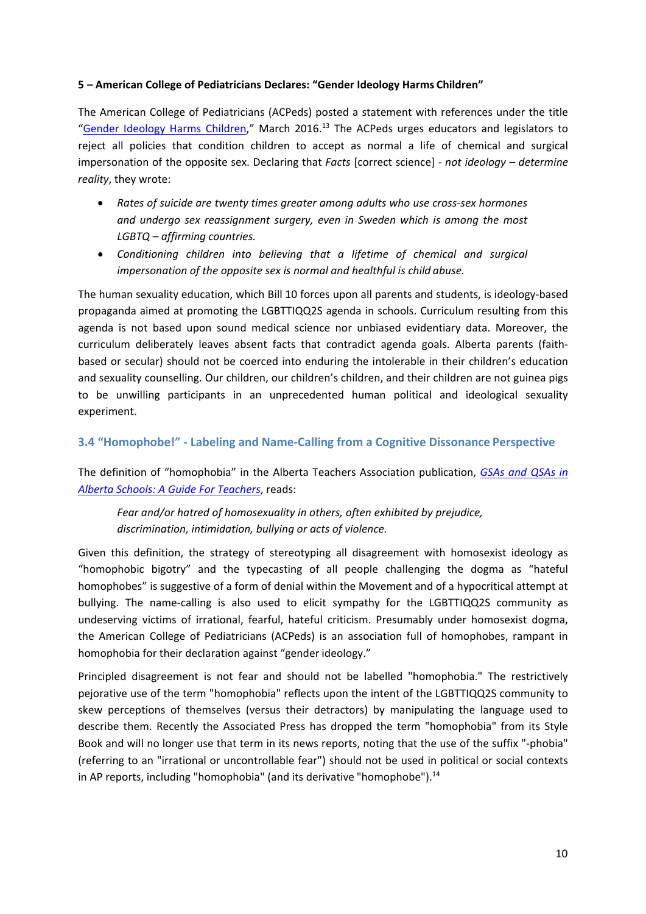**5 – American College of Pediatricians Declares: "Gender Ideology Harms Children"**

The American College of Pediatricians (ACPeds) posted a statement with references under the title "Gender Ideology Harms Children," March 2016.[13] The ACPeds urges educators and legislators to reject all policies that condition children to accept as normal a life of chemical and surgical impersonation of the opposite sex. Declaring that *Facts* [correct science] - *not ideology – determine reality*, they wrote:

- *Rates of suicide are twenty times greater among adults who use cross-sex hormones and undergo sex reassignment surgery, even in Sweden which is among the most LGBTQ – affirming countries.*
- *Conditioning children into believing that a lifetime of chemical and surgical impersonation of the opposite sex is normal and healthful is child abuse.*

The human sexuality education, which Bill 10 forces upon all parents and students, is ideology-based propaganda aimed at promoting the LGBTTIQQ2S agenda in schools. Curriculum resulting from this agenda is not based upon sound medical science nor unbiased evidentiary data. Moreover, the curriculum deliberately leaves absent facts that contradict agenda goals. Alberta parents (faith-based or secular) should not be coerced into enduring the intolerable in their children's education and sexuality counselling. Our children, our children's children, and their children are not guinea pigs to be unwilling participants in an unprecedented human political and ideological sexuality experiment.

### 3.4 "Homophobe!" - Labeling and Name-Calling from a Cognitive Dissonance Perspective

The definition of "homophobia" in the Alberta Teachers Association publication, *GSAs and QSAs in Alberta Schools: A Guide For Teachers*, reads:

> *Fear and/or hatred of homosexuality in others, often exhibited by prejudice, discrimination, intimidation, bullying or acts of violence.*

Given this definition, the strategy of stereotyping all disagreement with homosexist ideology as "homophobic bigotry" and the typecasting of all people challenging the dogma as "hateful homophobes" is suggestive of a form of denial within the Movement and of a hypocritical attempt at bullying. The name-calling is also used to elicit sympathy for the LGBTTIQQ2S community as undeserving victims of irrational, fearful, hateful criticism. Presumably under homosexist dogma, the American College of Pediatricians (ACPeds) is an association full of homophobes, rampant in homophobia for their declaration against "gender ideology."

Principled disagreement is not fear and should not be labelled "homophobia." The restrictively pejorative use of the term "homophobia" reflects upon the intent of the LGBTTIQQ2S community to skew perceptions of themselves (versus their detractors) by manipulating the language used to describe them. Recently the Associated Press has dropped the term "homophobia" from its Style Book and will no longer use that term in its news reports, noting that the use of the suffix "-phobia" (referring to an "irrational or uncontrollable fear") should not be used in political or social contexts in AP reports, including "homophobia" (and its derivative "homophobe").[14]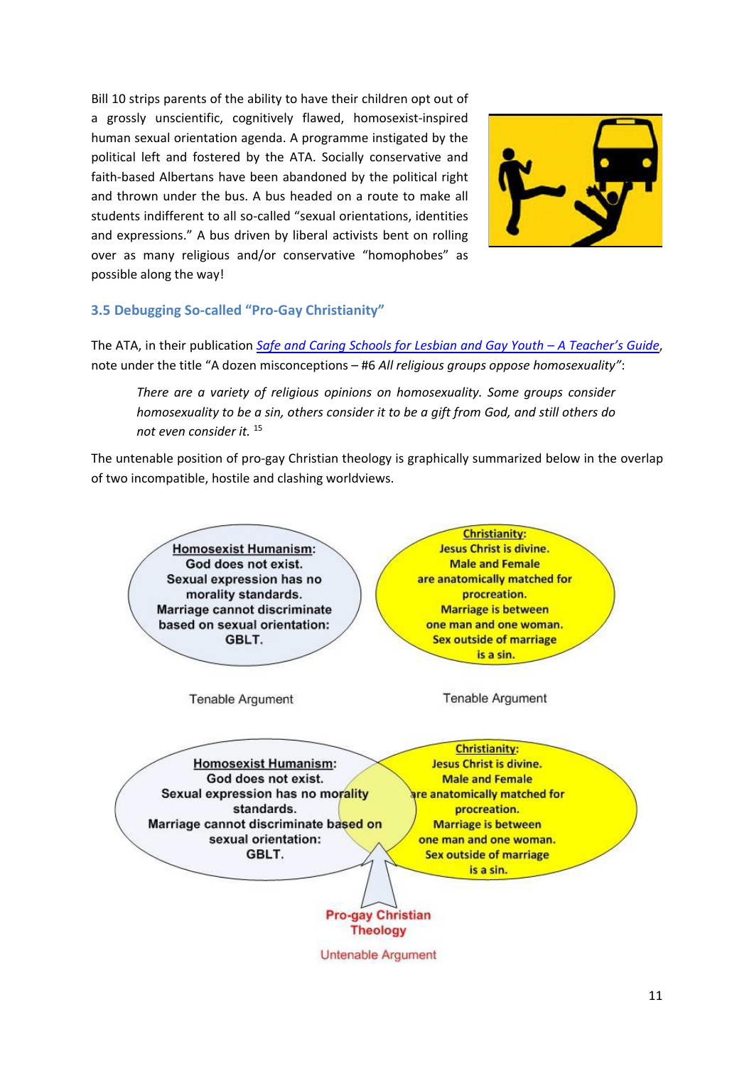Bill 10 strips parents of the ability to have their children opt out of a grossly unscientific, cognitively flawed, homosexist-inspired human sexual orientation agenda. A programme instigated by the political left and fostered by the ATA. Socially conservative and faith-based Albertans have been abandoned by the political right and thrown under the bus. A bus headed on a route to make all students indifferent to all so-called "sexual orientations, identities and expressions." A bus driven by liberal activists bent on rolling over as many religious and/or conservative "homophobes" as possible along the way!

### 3.5 Debugging So-called "Pro-Gay Christianity"

The ATA, in their publication [Safe and Caring Schools for Lesbian and Gay Youth – A Teacher's Guide](), note under the title "A dozen misconceptions – #6 *All religious groups oppose homosexuality"*:

> *There are a variety of religious opinions on homosexuality. Some groups consider homosexuality to be a sin, others consider it to be a gift from God, and still others do not even consider it.* [15]

The untenable position of pro-gay Christian theology is graphically summarized below in the overlap of two incompatible, hostile and clashing worldviews.

**Homosexist Humanism:**
God does not exist.
Sexual expression has no morality standards.
Marriage cannot discriminate based on sexual orientation: GBLT.

Tenable Argument

**Christianity:**
Jesus Christ is divine.
Male and Female are anatomically matched for procreation.
Marriage is between one man and one woman.
Sex outside of marriage is a sin.

Tenable Argument

**Homosexist Humanism:**
God does not exist.
Sexual expression has no morality standards.
Marriage cannot discriminate based on sexual orientation: GBLT.

**Christianity:**
Jesus Christ is divine.
Male and Female are anatomically matched for procreation.
Marriage is between one man and one woman.
Sex outside of marriage is a sin.

Pro-gay Christian Theology

Untenable Argument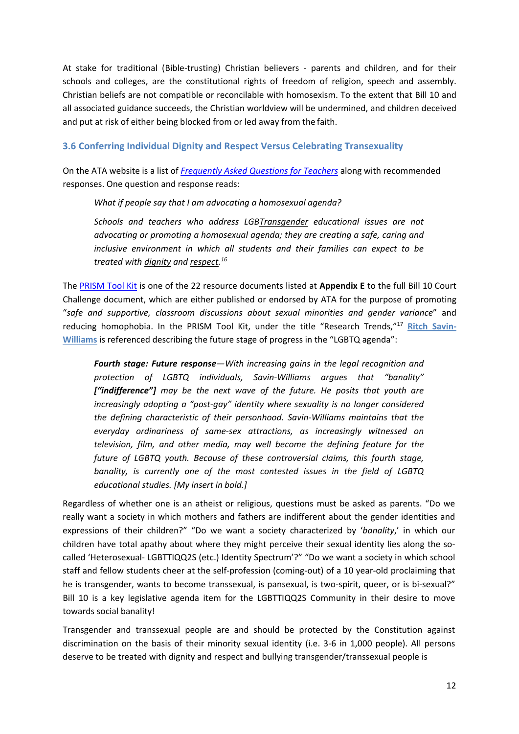At stake for traditional (Bible-trusting) Christian believers - parents and children, and for their schools and colleges, are the constitutional rights of freedom of religion, speech and assembly. Christian beliefs are not compatible or reconcilable with homosexism. To the extent that Bill 10 and all associated guidance succeeds, the Christian worldview will be undermined, and children deceived and put at risk of either being blocked from or led away from the faith.

### 3.6 Conferring Individual Dignity and Respect Versus Celebrating Transexuality

On the ATA website is a list of *Frequently Asked Questions for Teachers* along with recommended responses. One question and response reads:

> *What if people say that I am advocating a homosexual agenda?*
>
> *Schools and teachers who address LGBTransgender educational issues are not advocating or promoting a homosexual agenda; they are creating a safe, caring and inclusive environment in which all students and their families can expect to be treated with dignity and respect.*[16]

The PRISM Tool Kit is one of the 22 resource documents listed at **Appendix E** to the full Bill 10 Court Challenge document, which are either published or endorsed by ATA for the purpose of promoting "*safe and supportive, classroom discussions about sexual minorities and gender variance*" and reducing homophobia. In the PRISM Tool Kit, under the title "Research Trends,"[17] **Ritch Savin-Williams** is referenced describing the future stage of progress in the "LGBTQ agenda":

> ***Fourth stage: Future response****—With increasing gains in the legal recognition and protection of LGBTQ individuals, Savin-Williams argues that "banality"* ***["indifference"]*** *may be the next wave of the future. He posits that youth are increasingly adopting a "post-gay" identity where sexuality is no longer considered the defining characteristic of their personhood. Savin-Williams maintains that the everyday ordinariness of same-sex attractions, as increasingly witnessed on television, film, and other media, may well become the defining feature for the future of LGBTQ youth. Because of these controversial claims, this fourth stage, banality, is currently one of the most contested issues in the field of LGBTQ educational studies. [My insert in bold.]*

Regardless of whether one is an atheist or religious, questions must be asked as parents. "Do we really want a society in which mothers and fathers are indifferent about the gender identities and expressions of their children?" "Do we want a society characterized by '*banality*,' in which our children have total apathy about where they might perceive their sexual identity lies along the so-called 'Heterosexual- LGBTTIQQ2S (etc.) Identity Spectrum'?" "Do we want a society in which school staff and fellow students cheer at the self-profession (coming-out) of a 10 year-old proclaiming that he is transgender, wants to become transsexual, is pansexual, is two-spirit, queer, or is bi-sexual?" Bill 10 is a key legislative agenda item for the LGBTTIQQ2S Community in their desire to move towards social banality!

Transgender and transsexual people are and should be protected by the Constitution against discrimination on the basis of their minority sexual identity (i.e. 3-6 in 1,000 people). All persons deserve to be treated with dignity and respect and bullying transgender/transsexual people is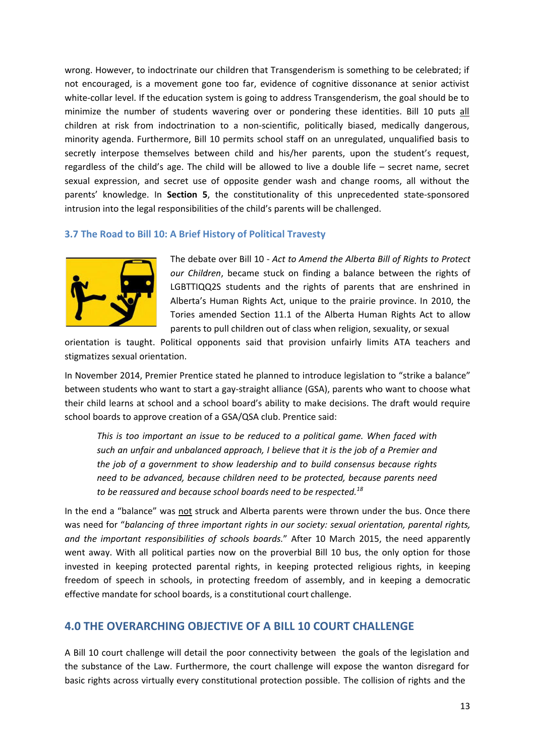wrong. However, to indoctrinate our children that Transgenderism is something to be celebrated; if not encouraged, is a movement gone too far, evidence of cognitive dissonance at senior activist white-collar level. If the education system is going to address Transgenderism, the goal should be to minimize the number of students wavering over or pondering these identities. Bill 10 puts all children at risk from indoctrination to a non-scientific, politically biased, medically dangerous, minority agenda. Furthermore, Bill 10 permits school staff on an unregulated, unqualified basis to secretly interpose themselves between child and his/her parents, upon the student's request, regardless of the child's age. The child will be allowed to live a double life – secret name, secret sexual expression, and secret use of opposite gender wash and change rooms, all without the parents' knowledge. In **Section 5**, the constitutionality of this unprecedented state-sponsored intrusion into the legal responsibilities of the child's parents will be challenged.

### 3.7 The Road to Bill 10: A Brief History of Political Travesty

The debate over Bill 10 - *Act to Amend the Alberta Bill of Rights to Protect our Children*, became stuck on finding a balance between the rights of LGBTTIQQ2S students and the rights of parents that are enshrined in Alberta's Human Rights Act, unique to the prairie province. In 2010, the Tories amended Section 11.1 of the Alberta Human Rights Act to allow parents to pull children out of class when religion, sexuality, or sexual orientation is taught. Political opponents said that provision unfairly limits ATA teachers and stigmatizes sexual orientation.

In November 2014, Premier Prentice stated he planned to introduce legislation to "strike a balance" between students who want to start a gay-straight alliance (GSA), parents who want to choose what their child learns at school and a school board's ability to make decisions. The draft would require school boards to approve creation of a GSA/QSA club. Prentice said:

> *This is too important an issue to be reduced to a political game. When faced with such an unfair and unbalanced approach, I believe that it is the job of a Premier and the job of a government to show leadership and to build consensus because rights need to be advanced, because children need to be protected, because parents need to be reassured and because school boards need to be respected.*[18]

In the end a "balance" was not struck and Alberta parents were thrown under the bus. Once there was need for "*balancing of three important rights in our society: sexual orientation, parental rights, and the important responsibilities of schools boards.*" After 10 March 2015, the need apparently went away. With all political parties now on the proverbial Bill 10 bus, the only option for those invested in keeping protected parental rights, in keeping protected religious rights, in keeping freedom of speech in schools, in protecting freedom of assembly, and in keeping a democratic effective mandate for school boards, is a constitutional court challenge.

## 4.0 THE OVERARCHING OBJECTIVE OF A BILL 10 COURT CHALLENGE

A Bill 10 court challenge will detail the poor connectivity between the goals of the legislation and the substance of the Law. Furthermore, the court challenge will expose the wanton disregard for basic rights across virtually every constitutional protection possible. The collision of rights and the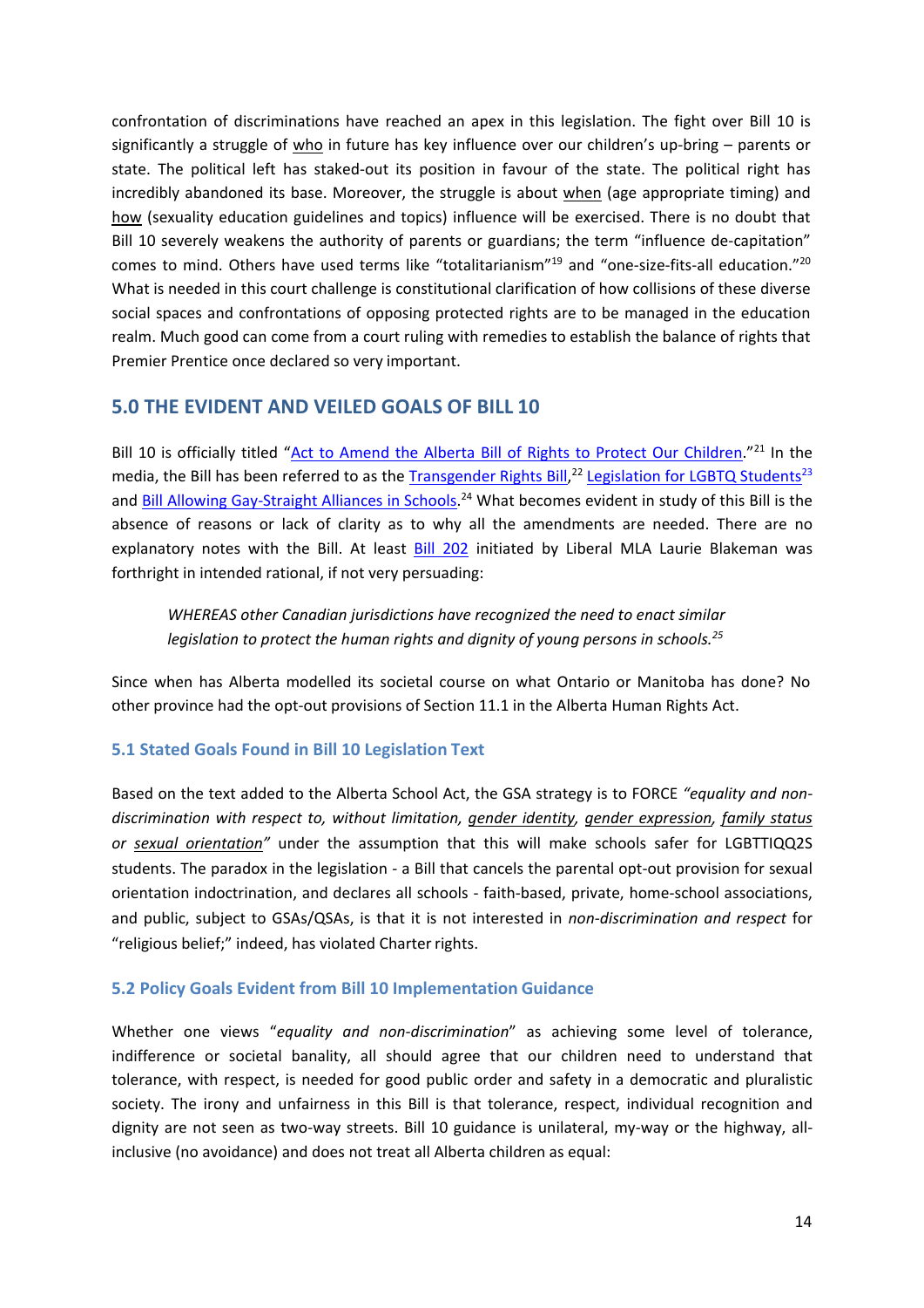confrontation of discriminations have reached an apex in this legislation. The fight over Bill 10 is significantly a struggle of who in future has key influence over our children's up-bring – parents or state. The political left has staked-out its position in favour of the state. The political right has incredibly abandoned its base. Moreover, the struggle is about when (age appropriate timing) and how (sexuality education guidelines and topics) influence will be exercised. There is no doubt that Bill 10 severely weakens the authority of parents or guardians; the term "influence de-capitation" comes to mind. Others have used terms like "totalitarianism"[19] and "one-size-fits-all education."[20] What is needed in this court challenge is constitutional clarification of how collisions of these diverse social spaces and confrontations of opposing protected rights are to be managed in the education realm. Much good can come from a court ruling with remedies to establish the balance of rights that Premier Prentice once declared so very important.

## 5.0 THE EVIDENT AND VEILED GOALS OF BILL 10

Bill 10 is officially titled "Act to Amend the Alberta Bill of Rights to Protect Our Children."[21] In the media, the Bill has been referred to as the Transgender Rights Bill,[22] Legislation for LGBTQ Students[23] and Bill Allowing Gay-Straight Alliances in Schools.[24] What becomes evident in study of this Bill is the absence of reasons or lack of clarity as to why all the amendments are needed. There are no explanatory notes with the Bill. At least Bill 202 initiated by Liberal MLA Laurie Blakeman was forthright in intended rational, if not very persuading:

> *WHEREAS other Canadian jurisdictions have recognized the need to enact similar legislation to protect the human rights and dignity of young persons in schools.*[25]

Since when has Alberta modelled its societal course on what Ontario or Manitoba has done? No other province had the opt-out provisions of Section 11.1 in the Alberta Human Rights Act.

### 5.1 Stated Goals Found in Bill 10 Legislation Text

Based on the text added to the Alberta School Act, the GSA strategy is to FORCE *"equality and non-discrimination with respect to, without limitation, gender identity, gender expression, family status or sexual orientation"* under the assumption that this will make schools safer for LGBTTIQQ2S students. The paradox in the legislation - a Bill that cancels the parental opt-out provision for sexual orientation indoctrination, and declares all schools - faith-based, private, home-school associations, and public, subject to GSAs/QSAs, is that it is not interested in *non-discrimination and respect* for "religious belief;" indeed, has violated Charter rights.

### 5.2 Policy Goals Evident from Bill 10 Implementation Guidance

Whether one views "*equality and non-discrimination*" as achieving some level of tolerance, indifference or societal banality, all should agree that our children need to understand that tolerance, with respect, is needed for good public order and safety in a democratic and pluralistic society. The irony and unfairness in this Bill is that tolerance, respect, individual recognition and dignity are not seen as two-way streets. Bill 10 guidance is unilateral, my-way or the highway, all-inclusive (no avoidance) and does not treat all Alberta children as equal: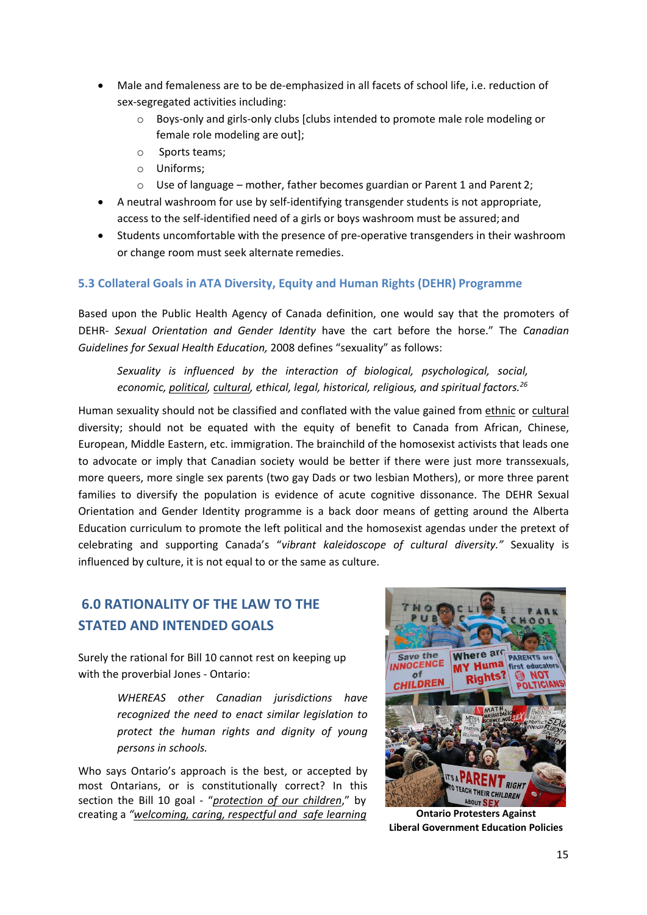- Male and femaleness are to be de-emphasized in all facets of school life, i.e. reduction of sex-segregated activities including:
  - Boys-only and girls-only clubs [clubs intended to promote male role modeling or female role modeling are out];
  - Sports teams;
  - Uniforms;
  - Use of language – mother, father becomes guardian or Parent 1 and Parent 2;
- A neutral washroom for use by self-identifying transgender students is not appropriate, access to the self-identified need of a girls or boys washroom must be assured; and
- Students uncomfortable with the presence of pre-operative transgenders in their washroom or change room must seek alternate remedies.

### 5.3 Collateral Goals in ATA Diversity, Equity and Human Rights (DEHR) Programme

Based upon the Public Health Agency of Canada definition, one would say that the promoters of DEHR- *Sexual Orientation and Gender Identity* have the cart before the horse." The *Canadian Guidelines for Sexual Health Education,* 2008 defines "sexuality" as follows:

> *Sexuality is influenced by the interaction of biological, psychological, social, economic, political, cultural, ethical, legal, historical, religious, and spiritual factors.*[26]

Human sexuality should not be classified and conflated with the value gained from ethnic or cultural diversity; should not be equated with the equity of benefit to Canada from African, Chinese, European, Middle Eastern, etc. immigration. The brainchild of the homosexist activists that leads one to advocate or imply that Canadian society would be better if there were just more transsexuals, more queers, more single sex parents (two gay Dads or two lesbian Mothers), or more three parent families to diversify the population is evidence of acute cognitive dissonance. The DEHR Sexual Orientation and Gender Identity programme is a back door means of getting around the Alberta Education curriculum to promote the left political and the homosexist agendas under the pretext of celebrating and supporting Canada's "*vibrant kaleidoscope of cultural diversity."* Sexuality is influenced by culture, it is not equal to or the same as culture.

## 6.0 RATIONALITY OF THE LAW TO THE STATED AND INTENDED GOALS

Surely the rational for Bill 10 cannot rest on keeping up with the proverbial Jones - Ontario:

> *WHEREAS other Canadian jurisdictions have recognized the need to enact similar legislation to protect the human rights and dignity of young persons in schools.*

Who says Ontario's approach is the best, or accepted by most Ontarians, or is constitutionally correct? In this section the Bill 10 goal - "*protection of our children*," by creating a *"welcoming, caring, respectful and safe learning*

**Ontario Protesters Against Liberal Government Education Policies**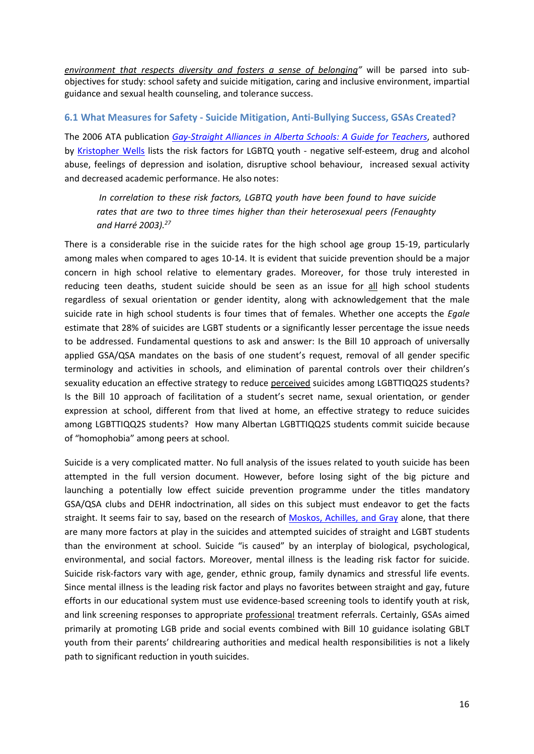*environment that respects diversity and fosters a sense of belonging"* will be parsed into sub-objectives for study: school safety and suicide mitigation, caring and inclusive environment, impartial guidance and sexual health counseling, and tolerance success.

### 6.1 What Measures for Safety - Suicide Mitigation, Anti-Bullying Success, GSAs Created?

The 2006 ATA publication *Gay-Straight Alliances in Alberta Schools: A Guide for Teachers*, authored by Kristopher Wells lists the risk factors for LGBTQ youth - negative self-esteem, drug and alcohol abuse, feelings of depression and isolation, disruptive school behaviour, increased sexual activity and decreased academic performance. He also notes:

> *In correlation to these risk factors, LGBTQ youth have been found to have suicide rates that are two to three times higher than their heterosexual peers (Fenaughty and Harré 2003).*[27]

There is a considerable rise in the suicide rates for the high school age group 15-19, particularly among males when compared to ages 10-14. It is evident that suicide prevention should be a major concern in high school relative to elementary grades. Moreover, for those truly interested in reducing teen deaths, student suicide should be seen as an issue for all high school students regardless of sexual orientation or gender identity, along with acknowledgement that the male suicide rate in high school students is four times that of females. Whether one accepts the *Egale* estimate that 28% of suicides are LGBT students or a significantly lesser percentage the issue needs to be addressed. Fundamental questions to ask and answer: Is the Bill 10 approach of universally applied GSA/QSA mandates on the basis of one student's request, removal of all gender specific terminology and activities in schools, and elimination of parental controls over their children's sexuality education an effective strategy to reduce perceived suicides among LGBTTIQQ2S students? Is the Bill 10 approach of facilitation of a student's secret name, sexual orientation, or gender expression at school, different from that lived at home, an effective strategy to reduce suicides among LGBTTIQQ2S students? How many Albertan LGBTTIQQ2S students commit suicide because of "homophobia" among peers at school.

Suicide is a very complicated matter. No full analysis of the issues related to youth suicide has been attempted in the full version document. However, before losing sight of the big picture and launching a potentially low effect suicide prevention programme under the titles mandatory GSA/QSA clubs and DEHR indoctrination, all sides on this subject must endeavor to get the facts straight. It seems fair to say, based on the research of Moskos, Achilles, and Gray alone, that there are many more factors at play in the suicides and attempted suicides of straight and LGBT students than the environment at school. Suicide "is caused" by an interplay of biological, psychological, environmental, and social factors. Moreover, mental illness is the leading risk factor for suicide. Suicide risk-factors vary with age, gender, ethnic group, family dynamics and stressful life events. Since mental illness is the leading risk factor and plays no favorites between straight and gay, future efforts in our educational system must use evidence-based screening tools to identify youth at risk, and link screening responses to appropriate professional treatment referrals. Certainly, GSAs aimed primarily at promoting LGB pride and social events combined with Bill 10 guidance isolating GBLT youth from their parents' childrearing authorities and medical health responsibilities is not a likely path to significant reduction in youth suicides.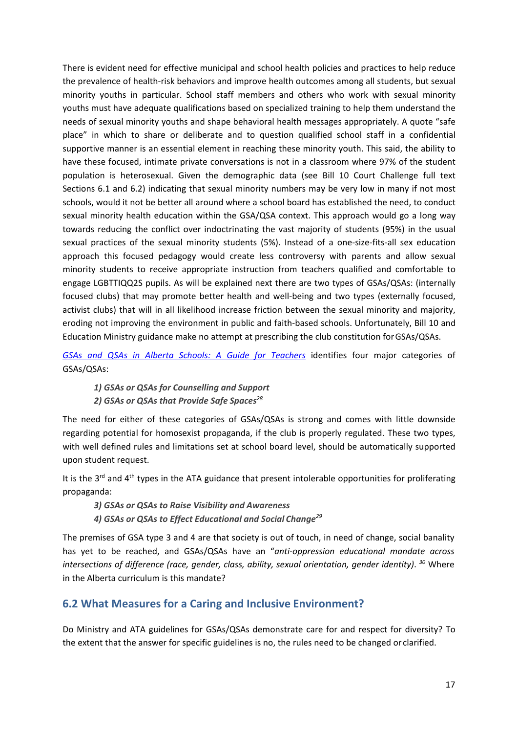There is evident need for effective municipal and school health policies and practices to help reduce the prevalence of health-risk behaviors and improve health outcomes among all students, but sexual minority youths in particular. School staff members and others who work with sexual minority youths must have adequate qualifications based on specialized training to help them understand the needs of sexual minority youths and shape behavioral health messages appropriately. A quote "safe place" in which to share or deliberate and to question qualified school staff in a confidential supportive manner is an essential element in reaching these minority youth. This said, the ability to have these focused, intimate private conversations is not in a classroom where 97% of the student population is heterosexual. Given the demographic data (see Bill 10 Court Challenge full text Sections 6.1 and 6.2) indicating that sexual minority numbers may be very low in many if not most schools, would it not be better all around where a school board has established the need, to conduct sexual minority health education within the GSA/QSA context. This approach would go a long way towards reducing the conflict over indoctrinating the vast majority of students (95%) in the usual sexual practices of the sexual minority students (5%). Instead of a one-size-fits-all sex education approach this focused pedagogy would create less controversy with parents and allow sexual minority students to receive appropriate instruction from teachers qualified and comfortable to engage LGBTTIQQ2S pupils. As will be explained next there are two types of GSAs/QSAs: (internally focused clubs) that may promote better health and well-being and two types (externally focused, activist clubs) that will in all likelihood increase friction between the sexual minority and majority, eroding not improving the environment in public and faith-based schools. Unfortunately, Bill 10 and Education Ministry guidance make no attempt at prescribing the club constitution for GSAs/QSAs.

*GSAs and QSAs in Alberta Schools: A Guide for Teachers* identifies four major categories of GSAs/QSAs:

> ***1) GSAs or QSAs for Counselling and Support***
> ***2) GSAs or QSAs that Provide Safe Spaces***[28]

The need for either of these categories of GSAs/QSAs is strong and comes with little downside regarding potential for homosexist propaganda, if the club is properly regulated. These two types, with well defined rules and limitations set at school board level, should be automatically supported upon student request.

It is the 3rd and 4th types in the ATA guidance that present intolerable opportunities for proliferating propaganda:

> ***3) GSAs or QSAs to Raise Visibility and Awareness***
> ***4) GSAs or QSAs to Effect Educational and Social Change***[29]

The premises of GSA type 3 and 4 are that society is out of touch, in need of change, social banality has yet to be reached, and GSAs/QSAs have an "*anti-oppression educational mandate across intersections of difference (race, gender, class, ability, sexual orientation, gender identity)*.[30] Where in the Alberta curriculum is this mandate?

## 6.2 What Measures for a Caring and Inclusive Environment?

Do Ministry and ATA guidelines for GSAs/QSAs demonstrate care for and respect for diversity? To the extent that the answer for specific guidelines is no, the rules need to be changed or clarified.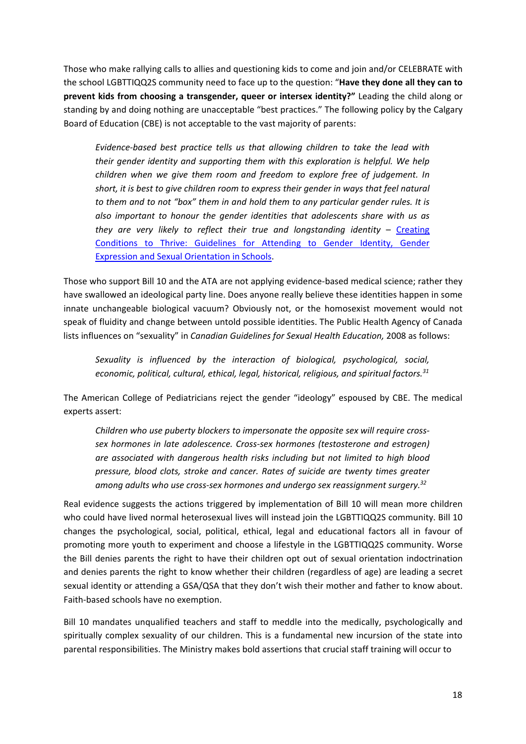Those who make rallying calls to allies and questioning kids to come and join and/or CELEBRATE with the school LGBTTIQQ2S community need to face up to the question: "**Have they done all they can to prevent kids from choosing a transgender, queer or intersex identity?"** Leading the child along or standing by and doing nothing are unacceptable "best practices." The following policy by the Calgary Board of Education (CBE) is not acceptable to the vast majority of parents:

> *Evidence-based best practice tells us that allowing children to take the lead with their gender identity and supporting them with this exploration is helpful. We help children when we give them room and freedom to explore free of judgement. In short, it is best to give children room to express their gender in ways that feel natural to them and to not "box" them in and hold them to any particular gender rules. It is also important to honour the gender identities that adolescents share with us as they are very likely to reflect their true and longstanding identity* – Creating Conditions to Thrive: Guidelines for Attending to Gender Identity, Gender Expression and Sexual Orientation in Schools.

Those who support Bill 10 and the ATA are not applying evidence-based medical science; rather they have swallowed an ideological party line. Does anyone really believe these identities happen in some innate unchangeable biological vacuum? Obviously not, or the homosexist movement would not speak of fluidity and change between untold possible identities. The Public Health Agency of Canada lists influences on "sexuality" in *Canadian Guidelines for Sexual Health Education,* 2008 as follows:

> *Sexuality is influenced by the interaction of biological, psychological, social, economic, political, cultural, ethical, legal, historical, religious, and spiritual factors.*[31]

The American College of Pediatricians reject the gender "ideology" espoused by CBE. The medical experts assert:

> *Children who use puberty blockers to impersonate the opposite sex will require cross-sex hormones in late adolescence. Cross-sex hormones (testosterone and estrogen) are associated with dangerous health risks including but not limited to high blood pressure, blood clots, stroke and cancer. Rates of suicide are twenty times greater among adults who use cross-sex hormones and undergo sex reassignment surgery.*[32]

Real evidence suggests the actions triggered by implementation of Bill 10 will mean more children who could have lived normal heterosexual lives will instead join the LGBTTIQQ2S community. Bill 10 changes the psychological, social, political, ethical, legal and educational factors all in favour of promoting more youth to experiment and choose a lifestyle in the LGBTTIQQ2S community. Worse the Bill denies parents the right to have their children opt out of sexual orientation indoctrination and denies parents the right to know whether their children (regardless of age) are leading a secret sexual identity or attending a GSA/QSA that they don't wish their mother and father to know about. Faith-based schools have no exemption.

Bill 10 mandates unqualified teachers and staff to meddle into the medically, psychologically and spiritually complex sexuality of our children. This is a fundamental new incursion of the state into parental responsibilities. The Ministry makes bold assertions that crucial staff training will occur to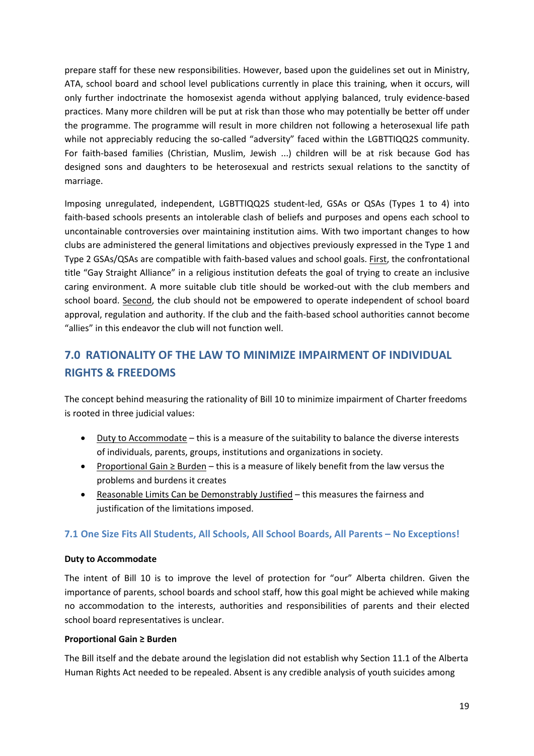prepare staff for these new responsibilities. However, based upon the guidelines set out in Ministry, ATA, school board and school level publications currently in place this training, when it occurs, will only further indoctrinate the homosexist agenda without applying balanced, truly evidence-based practices. Many more children will be put at risk than those who may potentially be better off under the programme. The programme will result in more children not following a heterosexual life path while not appreciably reducing the so-called "adversity" faced within the LGBTTIQQ2S community. For faith-based families (Christian, Muslim, Jewish ...) children will be at risk because God has designed sons and daughters to be heterosexual and restricts sexual relations to the sanctity of marriage.

Imposing unregulated, independent, LGBTTIQQ2S student-led, GSAs or QSAs (Types 1 to 4) into faith-based schools presents an intolerable clash of beliefs and purposes and opens each school to uncontainable controversies over maintaining institution aims. With two important changes to how clubs are administered the general limitations and objectives previously expressed in the Type 1 and Type 2 GSAs/QSAs are compatible with faith-based values and school goals. First, the confrontational title "Gay Straight Alliance" in a religious institution defeats the goal of trying to create an inclusive caring environment. A more suitable club title should be worked-out with the club members and school board. Second, the club should not be empowered to operate independent of school board approval, regulation and authority. If the club and the faith-based school authorities cannot become "allies" in this endeavor the club will not function well.

## 7.0 RATIONALITY OF THE LAW TO MINIMIZE IMPAIRMENT OF INDIVIDUAL RIGHTS & FREEDOMS

The concept behind measuring the rationality of Bill 10 to minimize impairment of Charter freedoms is rooted in three judicial values:

- Duty to Accommodate – this is a measure of the suitability to balance the diverse interests of individuals, parents, groups, institutions and organizations in society.
- Proportional Gain ≥ Burden – this is a measure of likely benefit from the law versus the problems and burdens it creates
- Reasonable Limits Can be Demonstrably Justified – this measures the fairness and justification of the limitations imposed.

### 7.1 One Size Fits All Students, All Schools, All School Boards, All Parents – No Exceptions!

**Duty to Accommodate**

The intent of Bill 10 is to improve the level of protection for "our" Alberta children. Given the importance of parents, school boards and school staff, how this goal might be achieved while making no accommodation to the interests, authorities and responsibilities of parents and their elected school board representatives is unclear.

**Proportional Gain ≥ Burden**

The Bill itself and the debate around the legislation did not establish why Section 11.1 of the Alberta Human Rights Act needed to be repealed. Absent is any credible analysis of youth suicides among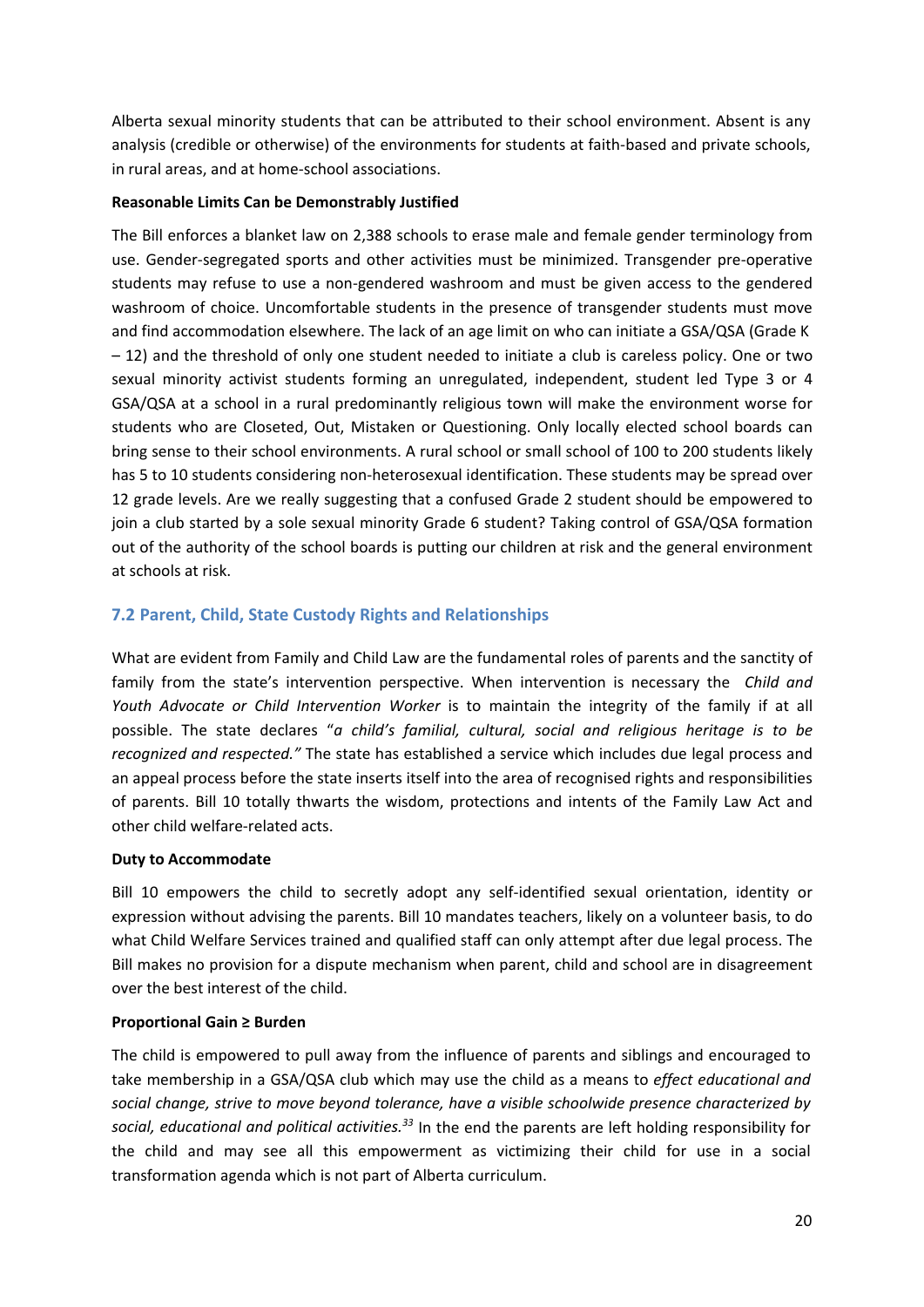Alberta sexual minority students that can be attributed to their school environment. Absent is any analysis (credible or otherwise) of the environments for students at faith-based and private schools, in rural areas, and at home-school associations.

**Reasonable Limits Can be Demonstrably Justified**

The Bill enforces a blanket law on 2,388 schools to erase male and female gender terminology from use. Gender-segregated sports and other activities must be minimized. Transgender pre-operative students may refuse to use a non-gendered washroom and must be given access to the gendered washroom of choice. Uncomfortable students in the presence of transgender students must move and find accommodation elsewhere. The lack of an age limit on who can initiate a GSA/QSA (Grade K – 12) and the threshold of only one student needed to initiate a club is careless policy. One or two sexual minority activist students forming an unregulated, independent, student led Type 3 or 4 GSA/QSA at a school in a rural predominantly religious town will make the environment worse for students who are Closeted, Out, Mistaken or Questioning. Only locally elected school boards can bring sense to their school environments. A rural school or small school of 100 to 200 students likely has 5 to 10 students considering non-heterosexual identification. These students may be spread over 12 grade levels. Are we really suggesting that a confused Grade 2 student should be empowered to join a club started by a sole sexual minority Grade 6 student? Taking control of GSA/QSA formation out of the authority of the school boards is putting our children at risk and the general environment at schools at risk.

## 7.2 Parent, Child, State Custody Rights and Relationships

What are evident from Family and Child Law are the fundamental roles of parents and the sanctity of family from the state's intervention perspective. When intervention is necessary the *Child and Youth Advocate or Child Intervention Worker* is to maintain the integrity of the family if at all possible. The state declares "*a child's familial, cultural, social and religious heritage is to be recognized and respected."* The state has established a service which includes due legal process and an appeal process before the state inserts itself into the area of recognised rights and responsibilities of parents. Bill 10 totally thwarts the wisdom, protections and intents of the Family Law Act and other child welfare-related acts.

**Duty to Accommodate**

Bill 10 empowers the child to secretly adopt any self-identified sexual orientation, identity or expression without advising the parents. Bill 10 mandates teachers, likely on a volunteer basis, to do what Child Welfare Services trained and qualified staff can only attempt after due legal process. The Bill makes no provision for a dispute mechanism when parent, child and school are in disagreement over the best interest of the child.

**Proportional Gain ≥ Burden**

The child is empowered to pull away from the influence of parents and siblings and encouraged to take membership in a GSA/QSA club which may use the child as a means to *effect educational and social change, strive to move beyond tolerance, have a visible schoolwide presence characterized by social, educational and political activities.*[33] In the end the parents are left holding responsibility for the child and may see all this empowerment as victimizing their child for use in a social transformation agenda which is not part of Alberta curriculum.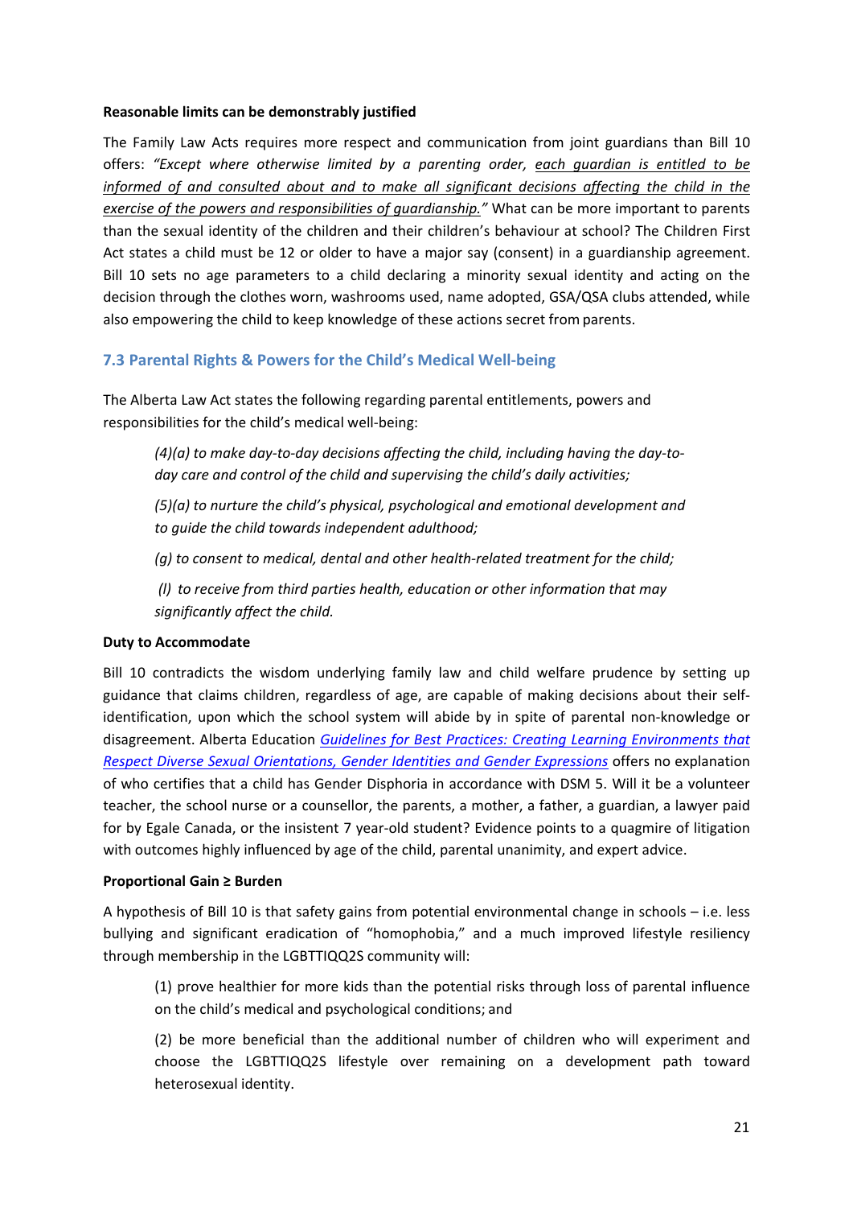**Reasonable limits can be demonstrably justified**

The Family Law Acts requires more respect and communication from joint guardians than Bill 10 offers: *"Except where otherwise limited by a parenting order, each guardian is entitled to be informed of and consulted about and to make all significant decisions affecting the child in the exercise of the powers and responsibilities of guardianship."* What can be more important to parents than the sexual identity of the children and their children's behaviour at school? The Children First Act states a child must be 12 or older to have a major say (consent) in a guardianship agreement. Bill 10 sets no age parameters to a child declaring a minority sexual identity and acting on the decision through the clothes worn, washrooms used, name adopted, GSA/QSA clubs attended, while also empowering the child to keep knowledge of these actions secret from parents.

### 7.3 Parental Rights & Powers for the Child's Medical Well-being

The Alberta Law Act states the following regarding parental entitlements, powers and responsibilities for the child's medical well-being:

> *(4)(a) to make day-to-day decisions affecting the child, including having the day-to-day care and control of the child and supervising the child's daily activities;*
>
> *(5)(a) to nurture the child's physical, psychological and emotional development and to guide the child towards independent adulthood;*
>
> *(g) to consent to medical, dental and other health-related treatment for the child;*
>
> *(l) to receive from third parties health, education or other information that may significantly affect the child.*

**Duty to Accommodate**

Bill 10 contradicts the wisdom underlying family law and child welfare prudence by setting up guidance that claims children, regardless of age, are capable of making decisions about their self-identification, upon which the school system will abide by in spite of parental non-knowledge or disagreement. Alberta Education *Guidelines for Best Practices: Creating Learning Environments that Respect Diverse Sexual Orientations, Gender Identities and Gender Expressions* offers no explanation of who certifies that a child has Gender Disphoria in accordance with DSM 5. Will it be a volunteer teacher, the school nurse or a counsellor, the parents, a mother, a father, a guardian, a lawyer paid for by Egale Canada, or the insistent 7 year-old student? Evidence points to a quagmire of litigation with outcomes highly influenced by age of the child, parental unanimity, and expert advice.

**Proportional Gain ≥ Burden**

A hypothesis of Bill 10 is that safety gains from potential environmental change in schools – i.e. less bullying and significant eradication of "homophobia," and a much improved lifestyle resiliency through membership in the LGBTTIQQ2S community will:

> (1) prove healthier for more kids than the potential risks through loss of parental influence on the child's medical and psychological conditions; and
>
> (2) be more beneficial than the additional number of children who will experiment and choose the LGBTTIQQ2S lifestyle over remaining on a development path toward heterosexual identity.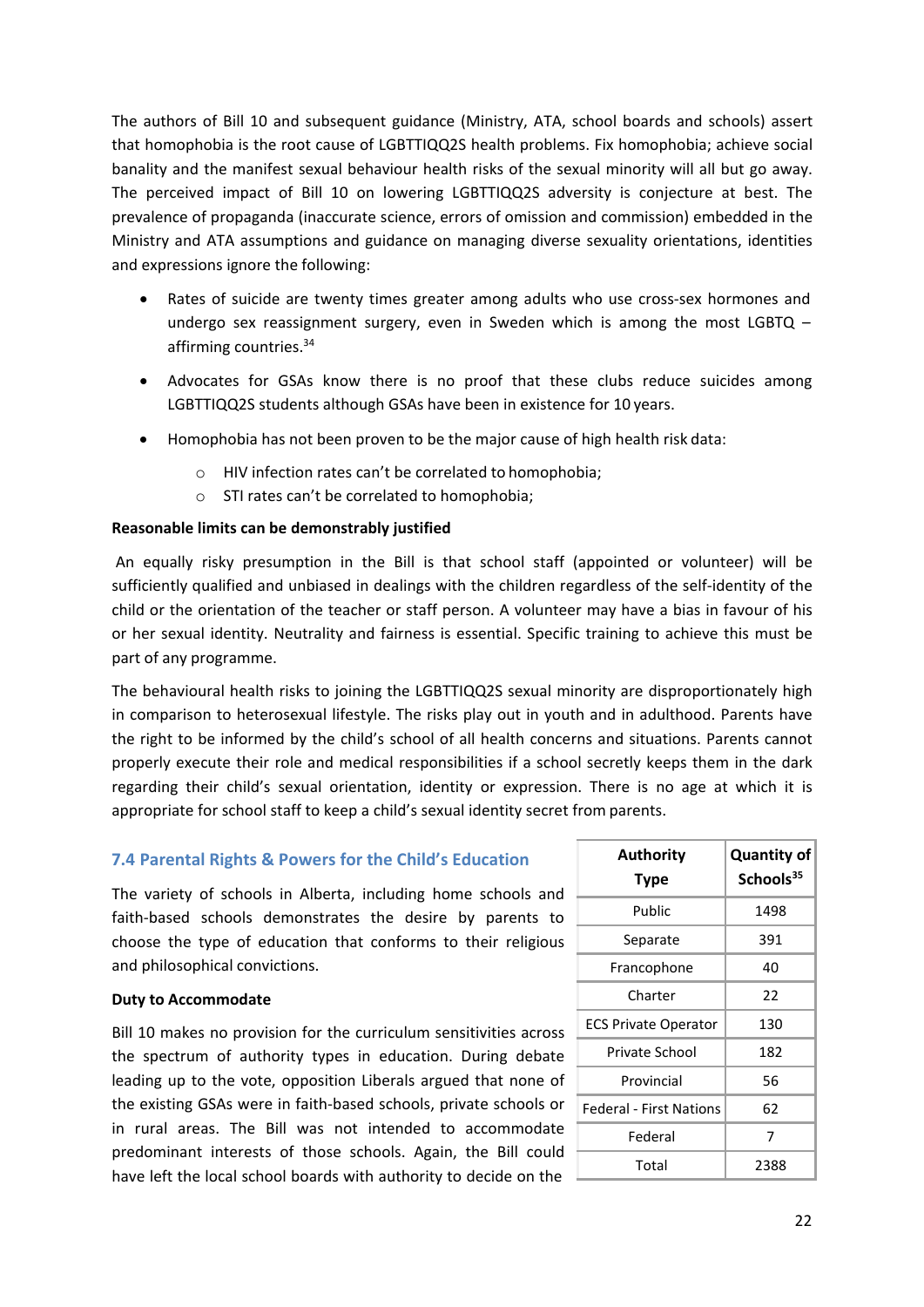The authors of Bill 10 and subsequent guidance (Ministry, ATA, school boards and schools) assert that homophobia is the root cause of LGBTTIQQ2S health problems. Fix homophobia; achieve social banality and the manifest sexual behaviour health risks of the sexual minority will all but go away. The perceived impact of Bill 10 on lowering LGBTTIQQ2S adversity is conjecture at best. The prevalence of propaganda (inaccurate science, errors of omission and commission) embedded in the Ministry and ATA assumptions and guidance on managing diverse sexuality orientations, identities and expressions ignore the following:

- Rates of suicide are twenty times greater among adults who use cross-sex hormones and undergo sex reassignment surgery, even in Sweden which is among the most LGBTQ – affirming countries.[34]
- Advocates for GSAs know there is no proof that these clubs reduce suicides among LGBTTIQQ2S students although GSAs have been in existence for 10 years.
- Homophobia has not been proven to be the major cause of high health risk data:
  - HIV infection rates can't be correlated to homophobia;
  - STI rates can't be correlated to homophobia;

**Reasonable limits can be demonstrably justified**

An equally risky presumption in the Bill is that school staff (appointed or volunteer) will be sufficiently qualified and unbiased in dealings with the children regardless of the self-identity of the child or the orientation of the teacher or staff person. A volunteer may have a bias in favour of his or her sexual identity. Neutrality and fairness is essential. Specific training to achieve this must be part of any programme.

The behavioural health risks to joining the LGBTTIQQ2S sexual minority are disproportionately high in comparison to heterosexual lifestyle. The risks play out in youth and in adulthood. Parents have the right to be informed by the child's school of all health concerns and situations. Parents cannot properly execute their role and medical responsibilities if a school secretly keeps them in the dark regarding their child's sexual orientation, identity or expression. There is no age at which it is appropriate for school staff to keep a child's sexual identity secret from parents.

## 7.4 Parental Rights & Powers for the Child's Education

The variety of schools in Alberta, including home schools and faith-based schools demonstrates the desire by parents to choose the type of education that conforms to their religious and philosophical convictions.

| Authority Type | Quantity of Schools[35] |
|---|---|
| Public | 1498 |
| Separate | 391 |
| Francophone | 40 |
| Charter | 22 |
| ECS Private Operator | 130 |
| Private School | 182 |
| Provincial | 56 |
| Federal - First Nations | 62 |
| Federal | 7 |
| Total | 2388 |

**Duty to Accommodate**

Bill 10 makes no provision for the curriculum sensitivities across the spectrum of authority types in education. During debate leading up to the vote, opposition Liberals argued that none of the existing GSAs were in faith-based schools, private schools or in rural areas. The Bill was not intended to accommodate predominant interests of those schools. Again, the Bill could have left the local school boards with authority to decide on the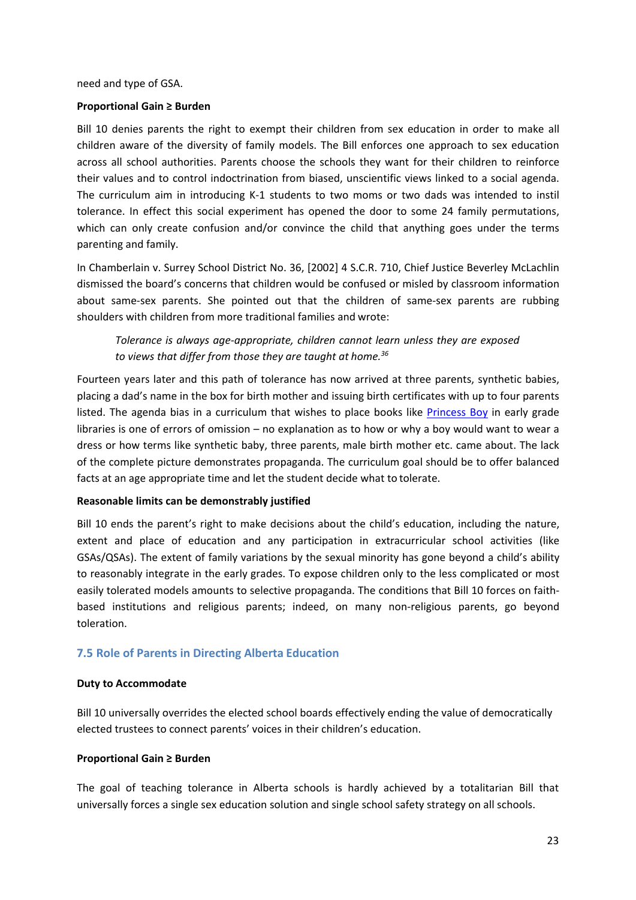need and type of GSA.

**Proportional Gain ≥ Burden**

Bill 10 denies parents the right to exempt their children from sex education in order to make all children aware of the diversity of family models. The Bill enforces one approach to sex education across all school authorities. Parents choose the schools they want for their children to reinforce their values and to control indoctrination from biased, unscientific views linked to a social agenda. The curriculum aim in introducing K-1 students to two moms or two dads was intended to instil tolerance. In effect this social experiment has opened the door to some 24 family permutations, which can only create confusion and/or convince the child that anything goes under the terms parenting and family.

In Chamberlain v. Surrey School District No. 36, [2002] 4 S.C.R. 710, Chief Justice Beverley McLachlin dismissed the board's concerns that children would be confused or misled by classroom information about same-sex parents. She pointed out that the children of same-sex parents are rubbing shoulders with children from more traditional families and wrote:

> *Tolerance is always age-appropriate, children cannot learn unless they are exposed to views that differ from those they are taught at home.*[36]

Fourteen years later and this path of tolerance has now arrived at three parents, synthetic babies, placing a dad's name in the box for birth mother and issuing birth certificates with up to four parents listed. The agenda bias in a curriculum that wishes to place books like Princess Boy in early grade libraries is one of errors of omission – no explanation as to how or why a boy would want to wear a dress or how terms like synthetic baby, three parents, male birth mother etc. came about. The lack of the complete picture demonstrates propaganda. The curriculum goal should be to offer balanced facts at an age appropriate time and let the student decide what to tolerate.

**Reasonable limits can be demonstrably justified**

Bill 10 ends the parent's right to make decisions about the child's education, including the nature, extent and place of education and any participation in extracurricular school activities (like GSAs/QSAs). The extent of family variations by the sexual minority has gone beyond a child's ability to reasonably integrate in the early grades. To expose children only to the less complicated or most easily tolerated models amounts to selective propaganda. The conditions that Bill 10 forces on faith-based institutions and religious parents; indeed, on many non-religious parents, go beyond toleration.

### 7.5 Role of Parents in Directing Alberta Education

**Duty to Accommodate**

Bill 10 universally overrides the elected school boards effectively ending the value of democratically elected trustees to connect parents' voices in their children's education.

**Proportional Gain ≥ Burden**

The goal of teaching tolerance in Alberta schools is hardly achieved by a totalitarian Bill that universally forces a single sex education solution and single school safety strategy on all schools.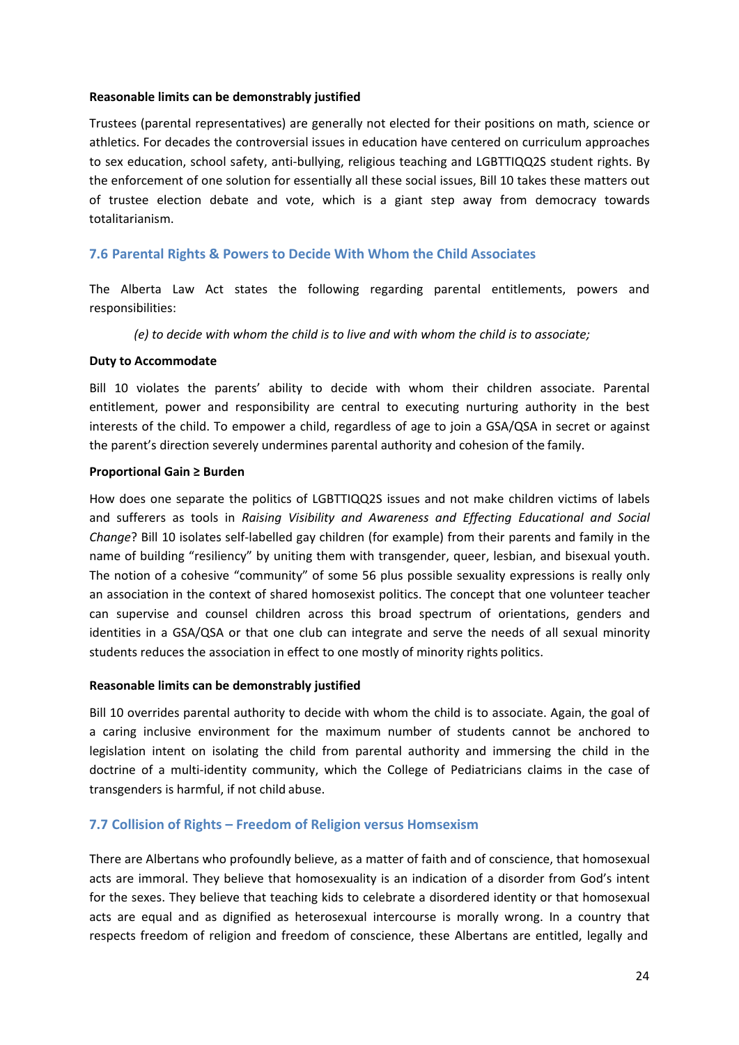**Reasonable limits can be demonstrably justified**

Trustees (parental representatives) are generally not elected for their positions on math, science or athletics. For decades the controversial issues in education have centered on curriculum approaches to sex education, school safety, anti-bullying, religious teaching and LGBTTIQQ2S student rights. By the enforcement of one solution for essentially all these social issues, Bill 10 takes these matters out of trustee election debate and vote, which is a giant step away from democracy towards totalitarianism.

## 7.6 Parental Rights & Powers to Decide With Whom the Child Associates

The Alberta Law Act states the following regarding parental entitlements, powers and responsibilities:

> *(e) to decide with whom the child is to live and with whom the child is to associate;*

**Duty to Accommodate**

Bill 10 violates the parents' ability to decide with whom their children associate. Parental entitlement, power and responsibility are central to executing nurturing authority in the best interests of the child. To empower a child, regardless of age to join a GSA/QSA in secret or against the parent's direction severely undermines parental authority and cohesion of the family.

**Proportional Gain ≥ Burden**

How does one separate the politics of LGBTTIQQ2S issues and not make children victims of labels and sufferers as tools in *Raising Visibility and Awareness and Effecting Educational and Social Change*? Bill 10 isolates self-labelled gay children (for example) from their parents and family in the name of building "resiliency" by uniting them with transgender, queer, lesbian, and bisexual youth. The notion of a cohesive "community" of some 56 plus possible sexuality expressions is really only an association in the context of shared homosexist politics. The concept that one volunteer teacher can supervise and counsel children across this broad spectrum of orientations, genders and identities in a GSA/QSA or that one club can integrate and serve the needs of all sexual minority students reduces the association in effect to one mostly of minority rights politics.

**Reasonable limits can be demonstrably justified**

Bill 10 overrides parental authority to decide with whom the child is to associate. Again, the goal of a caring inclusive environment for the maximum number of students cannot be anchored to legislation intent on isolating the child from parental authority and immersing the child in the doctrine of a multi-identity community, which the College of Pediatricians claims in the case of transgenders is harmful, if not child abuse.

## 7.7 Collision of Rights – Freedom of Religion versus Homsexism

There are Albertans who profoundly believe, as a matter of faith and of conscience, that homosexual acts are immoral. They believe that homosexuality is an indication of a disorder from God's intent for the sexes. They believe that teaching kids to celebrate a disordered identity or that homosexual acts are equal and as dignified as heterosexual intercourse is morally wrong. In a country that respects freedom of religion and freedom of conscience, these Albertans are entitled, legally and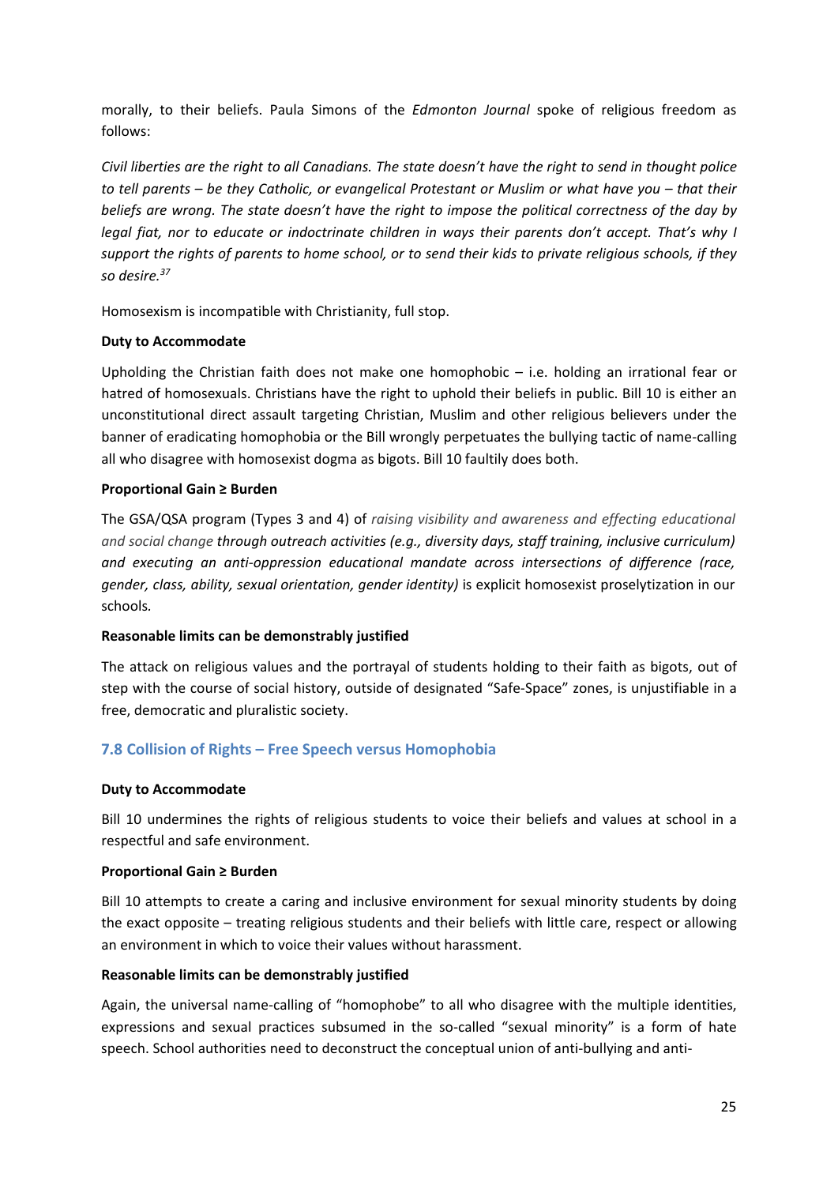morally, to their beliefs. Paula Simons of the *Edmonton Journal* spoke of religious freedom as follows:

*Civil liberties are the right to all Canadians. The state doesn't have the right to send in thought police to tell parents – be they Catholic, or evangelical Protestant or Muslim or what have you – that their beliefs are wrong. The state doesn't have the right to impose the political correctness of the day by legal fiat, nor to educate or indoctrinate children in ways their parents don't accept. That's why I support the rights of parents to home school, or to send their kids to private religious schools, if they so desire.*[37]

Homosexism is incompatible with Christianity, full stop.

**Duty to Accommodate**

Upholding the Christian faith does not make one homophobic – i.e. holding an irrational fear or hatred of homosexuals. Christians have the right to uphold their beliefs in public. Bill 10 is either an unconstitutional direct assault targeting Christian, Muslim and other religious believers under the banner of eradicating homophobia or the Bill wrongly perpetuates the bullying tactic of name-calling all who disagree with homosexist dogma as bigots. Bill 10 faultily does both.

**Proportional Gain ≥ Burden**

The GSA/QSA program (Types 3 and 4) of *raising visibility and awareness and effecting educational and social change through outreach activities (e.g., diversity days, staff training, inclusive curriculum) and executing an anti-oppression educational mandate across intersections of difference (race, gender, class, ability, sexual orientation, gender identity)* is explicit homosexist proselytization in our schools.

**Reasonable limits can be demonstrably justified**

The attack on religious values and the portrayal of students holding to their faith as bigots, out of step with the course of social history, outside of designated "Safe-Space" zones, is unjustifiable in a free, democratic and pluralistic society.

### 7.8 Collision of Rights – Free Speech versus Homophobia

**Duty to Accommodate**

Bill 10 undermines the rights of religious students to voice their beliefs and values at school in a respectful and safe environment.

**Proportional Gain ≥ Burden**

Bill 10 attempts to create a caring and inclusive environment for sexual minority students by doing the exact opposite – treating religious students and their beliefs with little care, respect or allowing an environment in which to voice their values without harassment.

**Reasonable limits can be demonstrably justified**

Again, the universal name-calling of "homophobe" to all who disagree with the multiple identities, expressions and sexual practices subsumed in the so-called "sexual minority" is a form of hate speech. School authorities need to deconstruct the conceptual union of anti-bullying and anti-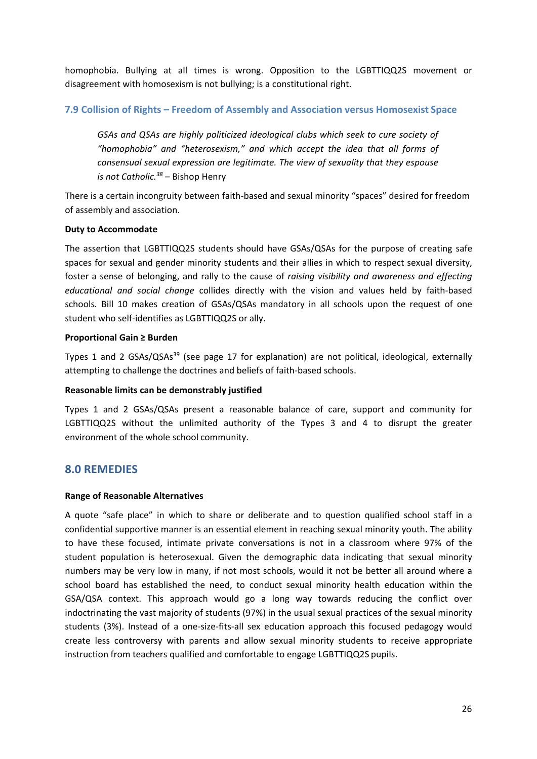homophobia. Bullying at all times is wrong. Opposition to the LGBTTIQQ2S movement or disagreement with homosexism is not bullying; is a constitutional right.

### 7.9 Collision of Rights – Freedom of Assembly and Association versus Homosexist Space

> *GSAs and QSAs are highly politicized ideological clubs which seek to cure society of "homophobia" and "heterosexism," and which accept the idea that all forms of consensual sexual expression are legitimate. The view of sexuality that they espouse is not Catholic.*[38] – Bishop Henry

There is a certain incongruity between faith-based and sexual minority "spaces" desired for freedom of assembly and association.

**Duty to Accommodate**

The assertion that LGBTTIQQ2S students should have GSAs/QSAs for the purpose of creating safe spaces for sexual and gender minority students and their allies in which to respect sexual diversity, foster a sense of belonging, and rally to the cause of *raising visibility and awareness and effecting educational and social change* collides directly with the vision and values held by faith-based schools. Bill 10 makes creation of GSAs/QSAs mandatory in all schools upon the request of one student who self-identifies as LGBTTIQQ2S or ally.

**Proportional Gain ≥ Burden**

Types 1 and 2 GSAs/QSAs[39] (see page 17 for explanation) are not political, ideological, externally attempting to challenge the doctrines and beliefs of faith-based schools.

**Reasonable limits can be demonstrably justified**

Types 1 and 2 GSAs/QSAs present a reasonable balance of care, support and community for LGBTTIQQ2S without the unlimited authority of the Types 3 and 4 to disrupt the greater environment of the whole school community.

## 8.0 REMEDIES

**Range of Reasonable Alternatives**

A quote "safe place" in which to share or deliberate and to question qualified school staff in a confidential supportive manner is an essential element in reaching sexual minority youth. The ability to have these focused, intimate private conversations is not in a classroom where 97% of the student population is heterosexual. Given the demographic data indicating that sexual minority numbers may be very low in many, if not most schools, would it not be better all around where a school board has established the need, to conduct sexual minority health education within the GSA/QSA context. This approach would go a long way towards reducing the conflict over indoctrinating the vast majority of students (97%) in the usual sexual practices of the sexual minority students (3%). Instead of a one-size-fits-all sex education approach this focused pedagogy would create less controversy with parents and allow sexual minority students to receive appropriate instruction from teachers qualified and comfortable to engage LGBTTIQQ2S pupils.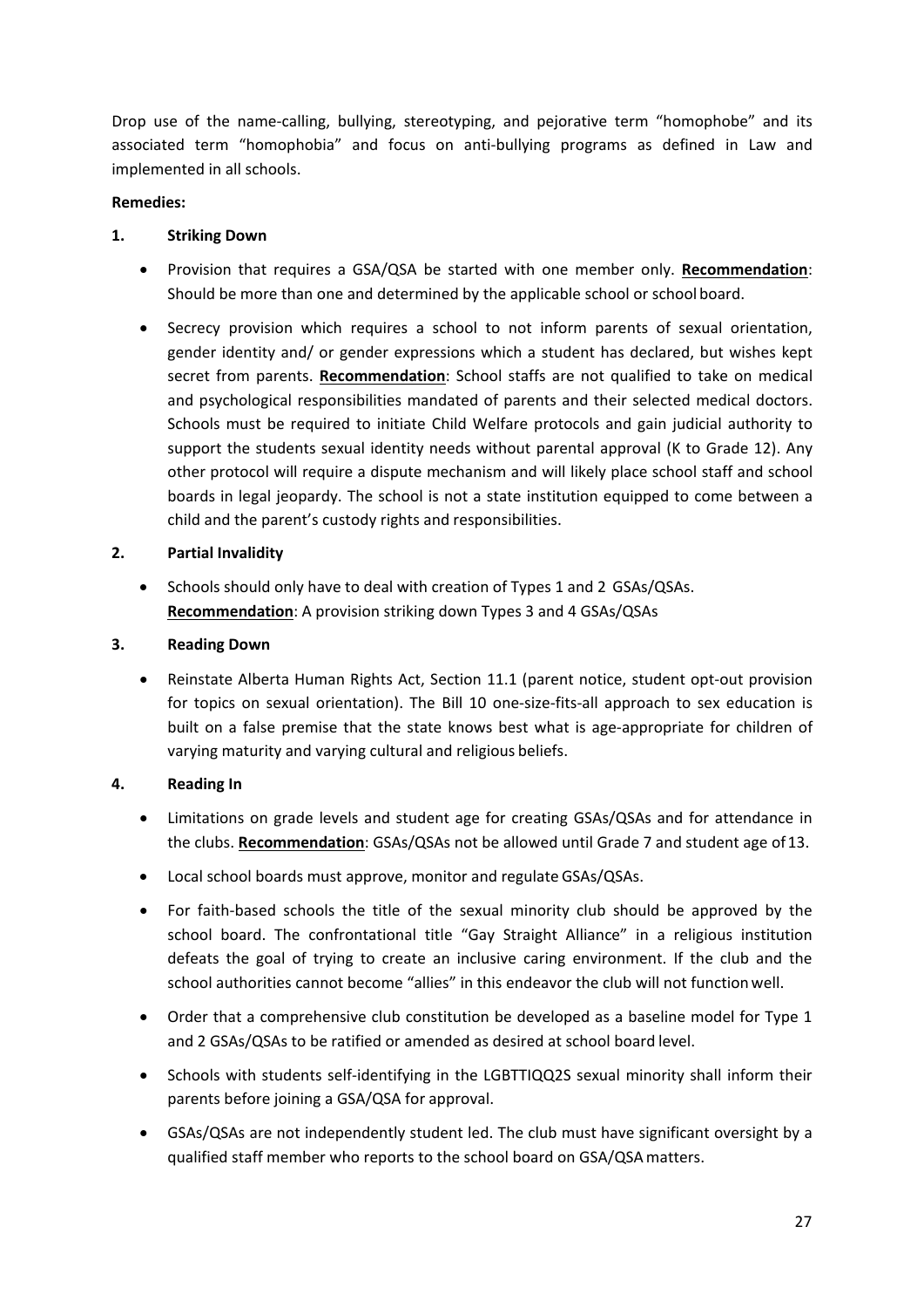Drop use of the name-calling, bullying, stereotyping, and pejorative term "homophobe" and its associated term "homophobia" and focus on anti-bullying programs as defined in Law and implemented in all schools.

**Remedies:**

**1. Striking Down**

- Provision that requires a GSA/QSA be started with one member only. **<u>Recommendation</u>**: Should be more than one and determined by the applicable school or school board.
- Secrecy provision which requires a school to not inform parents of sexual orientation, gender identity and/ or gender expressions which a student has declared, but wishes kept secret from parents. **<u>Recommendation</u>**: School staffs are not qualified to take on medical and psychological responsibilities mandated of parents and their selected medical doctors. Schools must be required to initiate Child Welfare protocols and gain judicial authority to support the students sexual identity needs without parental approval (K to Grade 12). Any other protocol will require a dispute mechanism and will likely place school staff and school boards in legal jeopardy. The school is not a state institution equipped to come between a child and the parent's custody rights and responsibilities.

**2. Partial Invalidity**

- Schools should only have to deal with creation of Types 1 and 2 GSAs/QSAs. **<u>Recommendation</u>**: A provision striking down Types 3 and 4 GSAs/QSAs

**3. Reading Down**

- Reinstate Alberta Human Rights Act, Section 11.1 (parent notice, student opt-out provision for topics on sexual orientation). The Bill 10 one-size-fits-all approach to sex education is built on a false premise that the state knows best what is age-appropriate for children of varying maturity and varying cultural and religious beliefs.

**4. Reading In**

- Limitations on grade levels and student age for creating GSAs/QSAs and for attendance in the clubs. **<u>Recommendation</u>**: GSAs/QSAs not be allowed until Grade 7 and student age of 13.
- Local school boards must approve, monitor and regulate GSAs/QSAs.
- For faith-based schools the title of the sexual minority club should be approved by the school board. The confrontational title "Gay Straight Alliance" in a religious institution defeats the goal of trying to create an inclusive caring environment. If the club and the school authorities cannot become "allies" in this endeavor the club will not function well.
- Order that a comprehensive club constitution be developed as a baseline model for Type 1 and 2 GSAs/QSAs to be ratified or amended as desired at school board level.
- Schools with students self-identifying in the LGBTTIQQ2S sexual minority shall inform their parents before joining a GSA/QSA for approval.
- GSAs/QSAs are not independently student led. The club must have significant oversight by a qualified staff member who reports to the school board on GSA/QSA matters.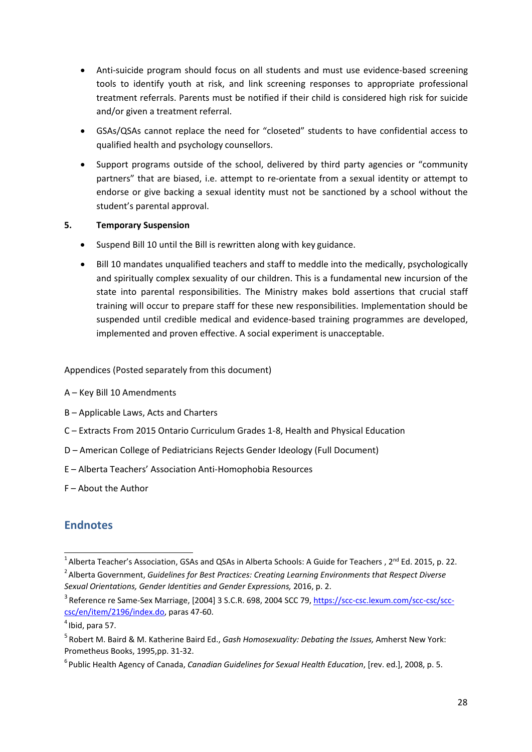- Anti-suicide program should focus on all students and must use evidence-based screening tools to identify youth at risk, and link screening responses to appropriate professional treatment referrals. Parents must be notified if their child is considered high risk for suicide and/or given a treatment referral.

- GSAs/QSAs cannot replace the need for "closeted" students to have confidential access to qualified health and psychology counsellors.

- Support programs outside of the school, delivered by third party agencies or "community partners" that are biased, i.e. attempt to re-orientate from a sexual identity or attempt to endorse or give backing a sexual identity must not be sanctioned by a school without the student's parental approval.

**5. Temporary Suspension**

- Suspend Bill 10 until the Bill is rewritten along with key guidance.

- Bill 10 mandates unqualified teachers and staff to meddle into the medically, psychologically and spiritually complex sexuality of our children. This is a fundamental new incursion of the state into parental responsibilities. The Ministry makes bold assertions that crucial staff training will occur to prepare staff for these new responsibilities. Implementation should be suspended until credible medical and evidence-based training programmes are developed, implemented and proven effective. A social experiment is unacceptable.

Appendices (Posted separately from this document)

A – Key Bill 10 Amendments

B – Applicable Laws, Acts and Charters

C – Extracts From 2015 Ontario Curriculum Grades 1-8, Health and Physical Education

D – American College of Pediatricians Rejects Gender Ideology (Full Document)

E – Alberta Teachers' Association Anti-Homophobia Resources

F – About the Author

## Endnotes

[1] Alberta Teacher's Association, GSAs and QSAs in Alberta Schools: A Guide for Teachers , 2nd Ed. 2015, p. 22.

[2] Alberta Government, *Guidelines for Best Practices: Creating Learning Environments that Respect Diverse Sexual Orientations, Gender Identities and Gender Expressions,* 2016, p. 2.

[3] Reference re Same-Sex Marriage, [2004] 3 S.C.R. 698, 2004 SCC 79, https://scc-csc.lexum.com/scc-csc/scc-csc/en/item/2196/index.do, paras 47-60.

[4] Ibid, para 57.

[5] Robert M. Baird & M. Katherine Baird Ed., *Gash Homosexuality: Debating the Issues,* Amherst New York: Prometheus Books, 1995,pp. 31-32.

[6] Public Health Agency of Canada, *Canadian Guidelines for Sexual Health Education*, [rev. ed.], 2008, p. 5.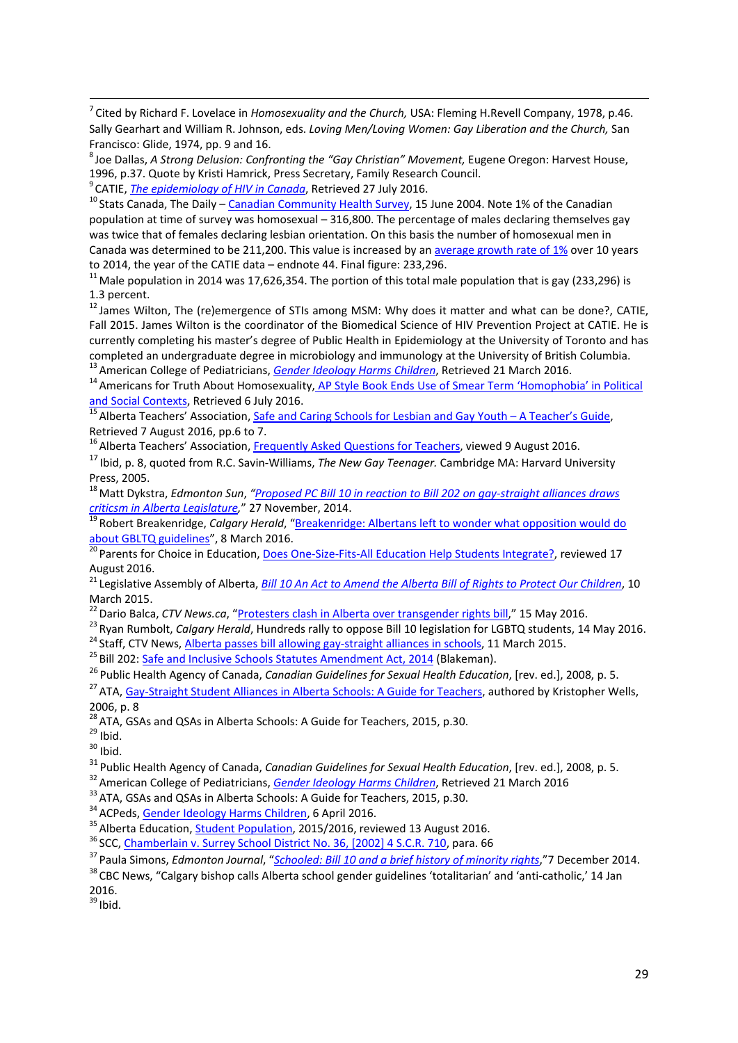[7] Cited by Richard F. Lovelace in *Homosexuality and the Church,* USA: Fleming H.Revell Company, 1978, p.46. Sally Gearhart and William R. Johnson, eds. *Loving Men/Loving Women: Gay Liberation and the Church,* San Francisco: Glide, 1974, pp. 9 and 16.

[8] Joe Dallas, *A Strong Delusion: Confronting the "Gay Christian" Movement,* Eugene Oregon: Harvest House, 1996, p.37. Quote by Kristi Hamrick, Press Secretary, Family Research Council.

[9] CATIE, *The epidemiology of HIV in Canada*, Retrieved 27 July 2016.

[10] Stats Canada, The Daily – Canadian Community Health Survey, 15 June 2004. Note 1% of the Canadian population at time of survey was homosexual – 316,800. The percentage of males declaring themselves gay was twice that of females declaring lesbian orientation. On this basis the number of homosexual men in Canada was determined to be 211,200. This value is increased by an average growth rate of 1% over 10 years to 2014, the year of the CATIE data – endnote 44. Final figure: 233,296.

[11] Male population in 2014 was 17,626,354. The portion of this total male population that is gay (233,296) is 1.3 percent.

[12] James Wilton, The (re)emergence of STIs among MSM: Why does it matter and what can be done?, CATIE, Fall 2015. James Wilton is the coordinator of the Biomedical Science of HIV Prevention Project at CATIE. He is currently completing his master's degree of Public Health in Epidemiology at the University of Toronto and has completed an undergraduate degree in microbiology and immunology at the University of British Columbia.

[13] American College of Pediatricians, *Gender Ideology Harms Children*, Retrieved 21 March 2016.

[14] Americans for Truth About Homosexuality, AP Style Book Ends Use of Smear Term 'Homophobia' in Political and Social Contexts, Retrieved 6 July 2016.

[15] Alberta Teachers' Association, Safe and Caring Schools for Lesbian and Gay Youth – A Teacher's Guide, Retrieved 7 August 2016, pp.6 to 7.

[16] Alberta Teachers' Association, Frequently Asked Questions for Teachers, viewed 9 August 2016.

[17] Ibid, p. 8, quoted from R.C. Savin-Williams, *The New Gay Teenager.* Cambridge MA: Harvard University Press, 2005.

[18] Matt Dykstra, *Edmonton Sun*, *"Proposed PC Bill 10 in reaction to Bill 202 on gay-straight alliances draws criticsm in Alberta Legislature,"* 27 November, 2014.

[19] Robert Breakenridge, *Calgary Herald*, "Breakenridge: Albertans left to wonder what opposition would do about GBLTQ guidelines", 8 March 2016.

[20] Parents for Choice in Education, Does One-Size-Fits-All Education Help Students Integrate?, reviewed 17 August 2016.

[21] Legislative Assembly of Alberta, *Bill 10 An Act to Amend the Alberta Bill of Rights to Protect Our Children*, 10 March 2015.

[22] Dario Balca, *CTV News.ca*, "Protesters clash in Alberta over transgender rights bill," 15 May 2016.

[23] Ryan Rumbolt, *Calgary Herald*, Hundreds rally to oppose Bill 10 legislation for LGBTQ students, 14 May 2016.

[24] Staff, CTV News, Alberta passes bill allowing gay-straight alliances in schools, 11 March 2015.

[25] Bill 202: Safe and Inclusive Schools Statutes Amendment Act, 2014 (Blakeman).

[26] Public Health Agency of Canada, *Canadian Guidelines for Sexual Health Education*, [rev. ed.], 2008, p. 5.

[27] ATA, Gay-Straight Student Alliances in Alberta Schools: A Guide for Teachers, authored by Kristopher Wells, 2006, p. 8

[28] ATA, GSAs and QSAs in Alberta Schools: A Guide for Teachers, 2015, p.30.

[29] Ibid.

[30] Ibid.

[31] Public Health Agency of Canada, *Canadian Guidelines for Sexual Health Education*, [rev. ed.], 2008, p. 5.

[32] American College of Pediatricians, *Gender Ideology Harms Children*, Retrieved 21 March 2016

[33] ATA, GSAs and QSAs in Alberta Schools: A Guide for Teachers, 2015, p.30.

[34] ACPeds, Gender Ideology Harms Children, 6 April 2016.

[35] Alberta Education, Student Population, 2015/2016, reviewed 13 August 2016.

[36] SCC, Chamberlain v. Surrey School District No. 36, [2002] 4 S.C.R. 710, para. 66

[37] Paula Simons, *Edmonton Journal*, "*Schooled: Bill 10 and a brief history of minority rights*,"7 December 2014.

[38] CBC News, "Calgary bishop calls Alberta school gender guidelines 'totalitarian' and 'anti-catholic,' 14 Jan 2016.

[39] Ibid.